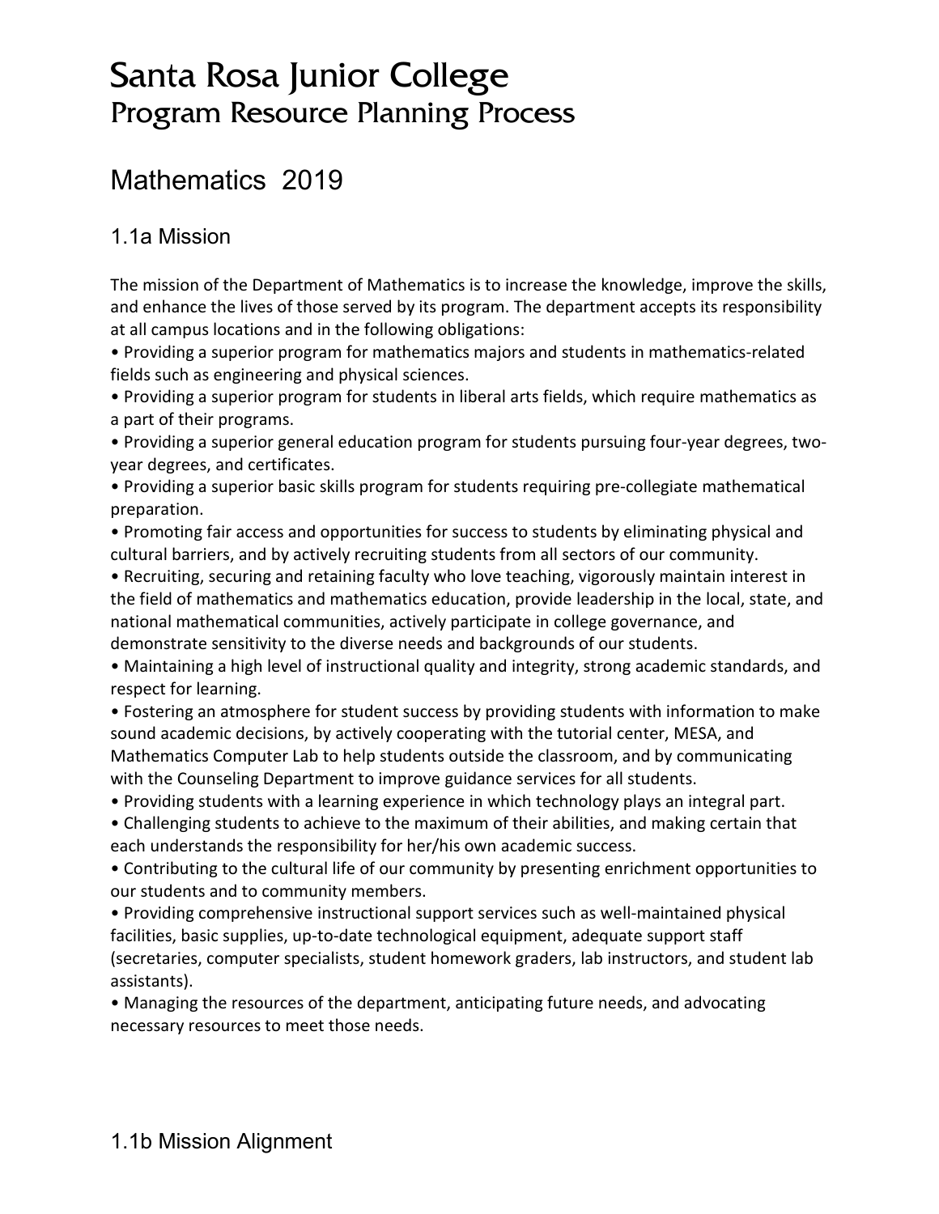# Santa Rosa Junior College
## Program Resource Planning Process

## Mathematics 2019

### 1.1a Mission

The mission of the Department of Mathematics is to increase the knowledge, improve the skills, and enhance the lives of those served by its program. The department accepts its responsibility at all campus locations and in the following obligations:

- Providing a superior program for mathematics majors and students in mathematics-related fields such as engineering and physical sciences.
- Providing a superior program for students in liberal arts fields, which require mathematics as a part of their programs.
- Providing a superior general education program for students pursuing four-year degrees, two-year degrees, and certificates.
- Providing a superior basic skills program for students requiring pre-collegiate mathematical preparation.
- Promoting fair access and opportunities for success to students by eliminating physical and cultural barriers, and by actively recruiting students from all sectors of our community.
- Recruiting, securing and retaining faculty who love teaching, vigorously maintain interest in the field of mathematics and mathematics education, provide leadership in the local, state, and national mathematical communities, actively participate in college governance, and demonstrate sensitivity to the diverse needs and backgrounds of our students.
- Maintaining a high level of instructional quality and integrity, strong academic standards, and respect for learning.
- Fostering an atmosphere for student success by providing students with information to make sound academic decisions, by actively cooperating with the tutorial center, MESA, and Mathematics Computer Lab to help students outside the classroom, and by communicating with the Counseling Department to improve guidance services for all students.
- Providing students with a learning experience in which technology plays an integral part.
- Challenging students to achieve to the maximum of their abilities, and making certain that each understands the responsibility for her/his own academic success.
- Contributing to the cultural life of our community by presenting enrichment opportunities to our students and to community members.
- Providing comprehensive instructional support services such as well-maintained physical facilities, basic supplies, up-to-date technological equipment, adequate support staff (secretaries, computer specialists, student homework graders, lab instructors, and student lab assistants).
- Managing the resources of the department, anticipating future needs, and advocating necessary resources to meet those needs.

### 1.1b Mission Alignment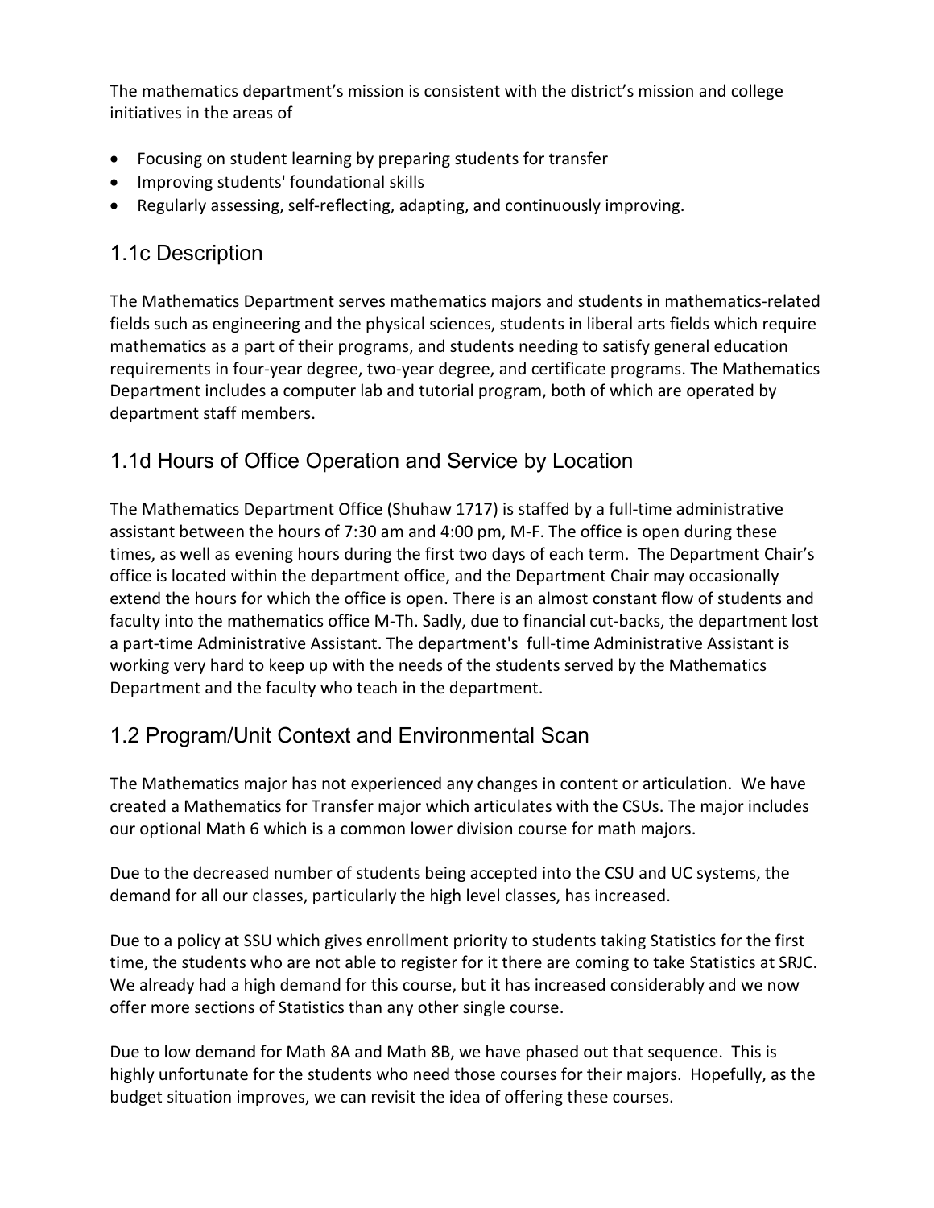The mathematics department's mission is consistent with the district's mission and college initiatives in the areas of

- Focusing on student learning by preparing students for transfer
- Improving students' foundational skills
- Regularly assessing, self-reflecting, adapting, and continuously improving.

## 1.1c Description

The Mathematics Department serves mathematics majors and students in mathematics-related fields such as engineering and the physical sciences, students in liberal arts fields which require mathematics as a part of their programs, and students needing to satisfy general education requirements in four-year degree, two-year degree, and certificate programs. The Mathematics Department includes a computer lab and tutorial program, both of which are operated by department staff members.

## 1.1d Hours of Office Operation and Service by Location

The Mathematics Department Office (Shuhaw 1717) is staffed by a full-time administrative assistant between the hours of 7:30 am and 4:00 pm, M-F. The office is open during these times, as well as evening hours during the first two days of each term. The Department Chair's office is located within the department office, and the Department Chair may occasionally extend the hours for which the office is open. There is an almost constant flow of students and faculty into the mathematics office M-Th. Sadly, due to financial cut-backs, the department lost a part-time Administrative Assistant. The department's full-time Administrative Assistant is working very hard to keep up with the needs of the students served by the Mathematics Department and the faculty who teach in the department.

## 1.2 Program/Unit Context and Environmental Scan

The Mathematics major has not experienced any changes in content or articulation. We have created a Mathematics for Transfer major which articulates with the CSUs. The major includes our optional Math 6 which is a common lower division course for math majors.

Due to the decreased number of students being accepted into the CSU and UC systems, the demand for all our classes, particularly the high level classes, has increased.

Due to a policy at SSU which gives enrollment priority to students taking Statistics for the first time, the students who are not able to register for it there are coming to take Statistics at SRJC. We already had a high demand for this course, but it has increased considerably and we now offer more sections of Statistics than any other single course.

Due to low demand for Math 8A and Math 8B, we have phased out that sequence. This is highly unfortunate for the students who need those courses for their majors. Hopefully, as the budget situation improves, we can revisit the idea of offering these courses.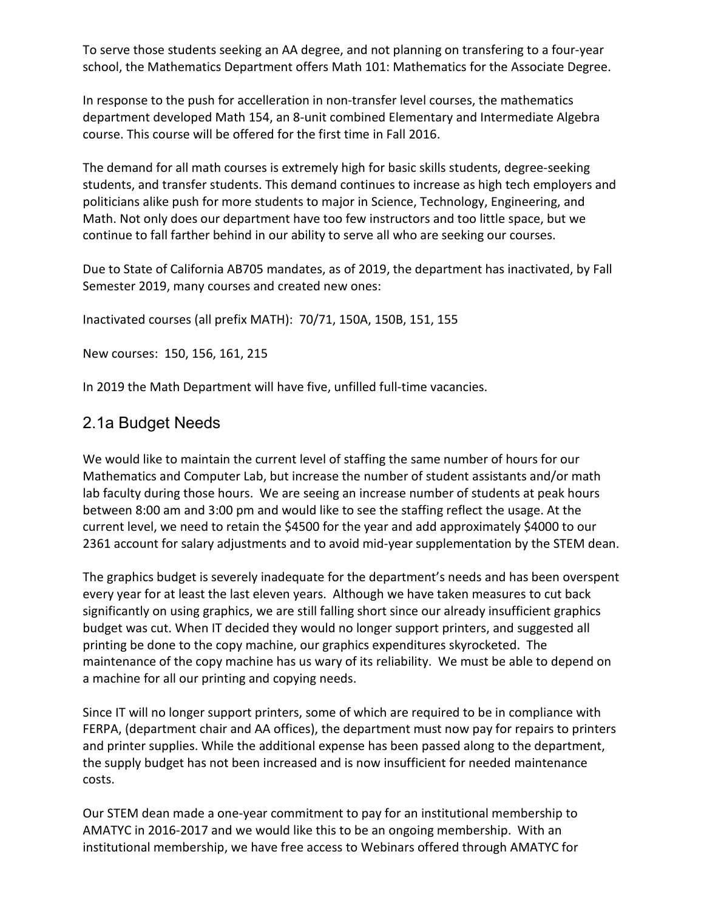To serve those students seeking an AA degree, and not planning on transfering to a four-year school, the Mathematics Department offers Math 101: Mathematics for the Associate Degree.

In response to the push for accelleration in non-transfer level courses, the mathematics department developed Math 154, an 8-unit combined Elementary and Intermediate Algebra course. This course will be offered for the first time in Fall 2016.

The demand for all math courses is extremely high for basic skills students, degree-seeking students, and transfer students. This demand continues to increase as high tech employers and politicians alike push for more students to major in Science, Technology, Engineering, and Math. Not only does our department have too few instructors and too little space, but we continue to fall farther behind in our ability to serve all who are seeking our courses.

Due to State of California AB705 mandates, as of 2019, the department has inactivated, by Fall Semester 2019, many courses and created new ones:

Inactivated courses (all prefix MATH): 70/71, 150A, 150B, 151, 155

New courses: 150, 156, 161, 215

In 2019 the Math Department will have five, unfilled full-time vacancies.

## 2.1a Budget Needs

We would like to maintain the current level of staffing the same number of hours for our Mathematics and Computer Lab, but increase the number of student assistants and/or math lab faculty during those hours. We are seeing an increase number of students at peak hours between 8:00 am and 3:00 pm and would like to see the staffing reflect the usage. At the current level, we need to retain the $4500 for the year and add approximately $4000 to our 2361 account for salary adjustments and to avoid mid-year supplementation by the STEM dean.

The graphics budget is severely inadequate for the department's needs and has been overspent every year for at least the last eleven years. Although we have taken measures to cut back significantly on using graphics, we are still falling short since our already insufficient graphics budget was cut. When IT decided they would no longer support printers, and suggested all printing be done to the copy machine, our graphics expenditures skyrocketed. The maintenance of the copy machine has us wary of its reliability. We must be able to depend on a machine for all our printing and copying needs.

Since IT will no longer support printers, some of which are required to be in compliance with FERPA, (department chair and AA offices), the department must now pay for repairs to printers and printer supplies. While the additional expense has been passed along to the department, the supply budget has not been increased and is now insufficient for needed maintenance costs.

Our STEM dean made a one-year commitment to pay for an institutional membership to AMATYC in 2016-2017 and we would like this to be an ongoing membership. With an institutional membership, we have free access to Webinars offered through AMATYC for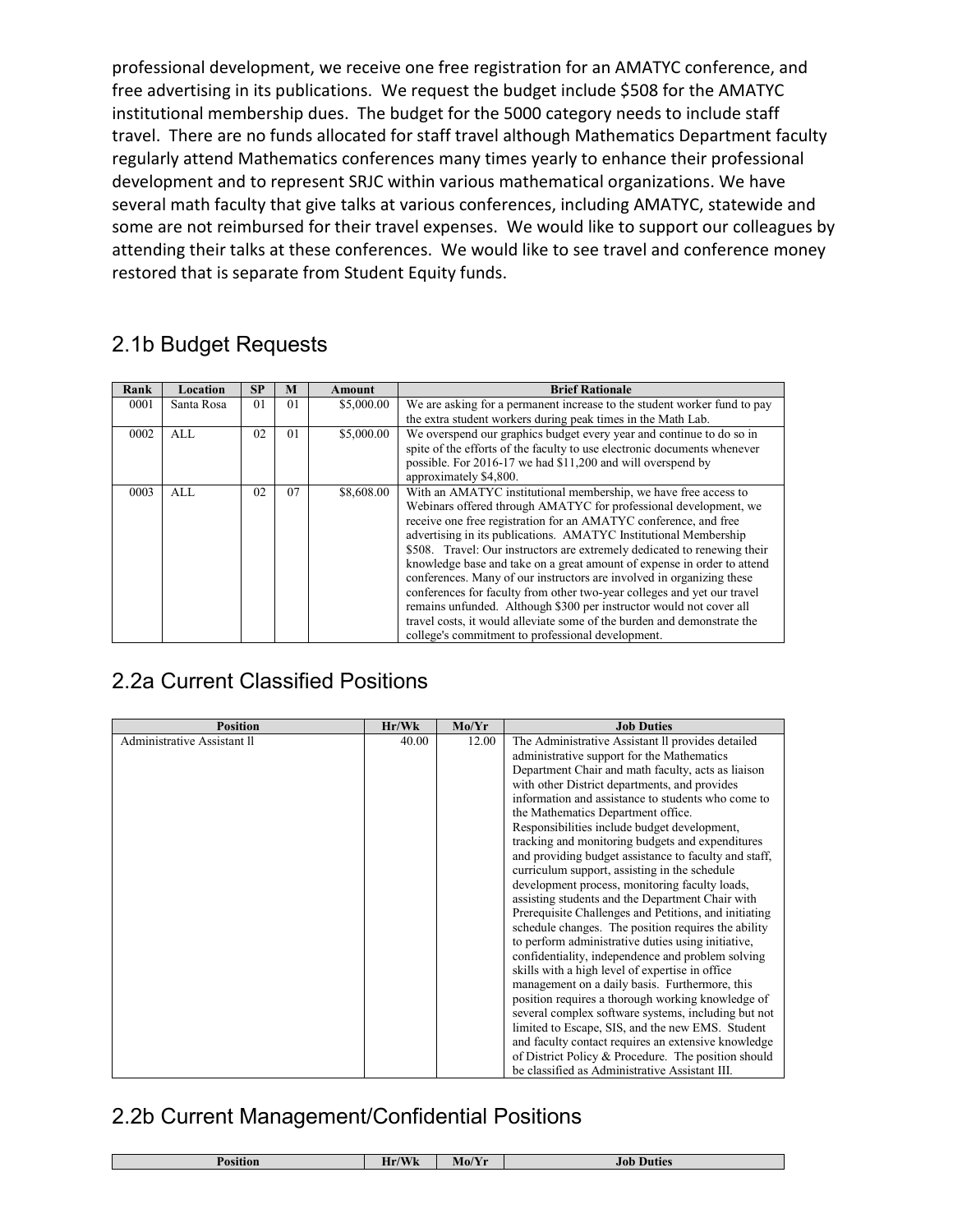professional development, we receive one free registration for an AMATYC conference, and free advertising in its publications. We request the budget include $508 for the AMATYC institutional membership dues. The budget for the 5000 category needs to include staff travel. There are no funds allocated for staff travel although Mathematics Department faculty regularly attend Mathematics conferences many times yearly to enhance their professional development and to represent SRJC within various mathematical organizations. We have several math faculty that give talks at various conferences, including AMATYC, statewide and some are not reimbursed for their travel expenses. We would like to support our colleagues by attending their talks at these conferences. We would like to see travel and conference money restored that is separate from Student Equity funds.

## 2.1b Budget Requests

| Rank | Location | SP | M | Amount | Brief Rationale |
|---|---|---|---|---|---|
| 0001 | Santa Rosa | 01 | 01 | $5,000.00 | We are asking for a permanent increase to the student worker fund to pay the extra student workers during peak times in the Math Lab. |
| 0002 | ALL | 02 | 01 | $5,000.00 | We overspend our graphics budget every year and continue to do so in spite of the efforts of the faculty to use electronic documents whenever possible. For 2016-17 we had $11,200 and will overspend by approximately $4,800. |
| 0003 | ALL | 02 | 07 | $8,608.00 | With an AMATYC institutional membership, we have free access to Webinars offered through AMATYC for professional development, we receive one free registration for an AMATYC conference, and free advertising in its publications. AMATYC Institutional Membership $508. Travel: Our instructors are extremely dedicated to renewing their knowledge base and take on a great amount of expense in order to attend conferences. Many of our instructors are involved in organizing these conferences for faculty from other two-year colleges and yet our travel remains unfunded. Although $300 per instructor would not cover all travel costs, it would alleviate some of the burden and demonstrate the college's commitment to professional development. |

## 2.2a Current Classified Positions

| Position | Hr/Wk | Mo/Yr | Job Duties |
|---|---|---|---|
| Administrative Assistant ll | 40.00 | 12.00 | The Administrative Assistant ll provides detailed administrative support for the Mathematics Department Chair and math faculty, acts as liaison with other District departments, and provides information and assistance to students who come to the Mathematics Department office. Responsibilities include budget development, tracking and monitoring budgets and expenditures and providing budget assistance to faculty and staff, curriculum support, assisting in the schedule development process, monitoring faculty loads, assisting students and the Department Chair with Prerequisite Challenges and Petitions, and initiating schedule changes. The position requires the ability to perform administrative duties using initiative, confidentiality, independence and problem solving skills with a high level of expertise in office management on a daily basis. Furthermore, this position requires a thorough working knowledge of several complex software systems, including but not limited to Escape, SIS, and the new EMS. Student and faculty contact requires an extensive knowledge of District Policy & Procedure. The position should be classified as Administrative Assistant III. |

## 2.2b Current Management/Confidential Positions

| Position | Hr/Wk | Mo/Yr | Job Duties |
|---|---|---|---|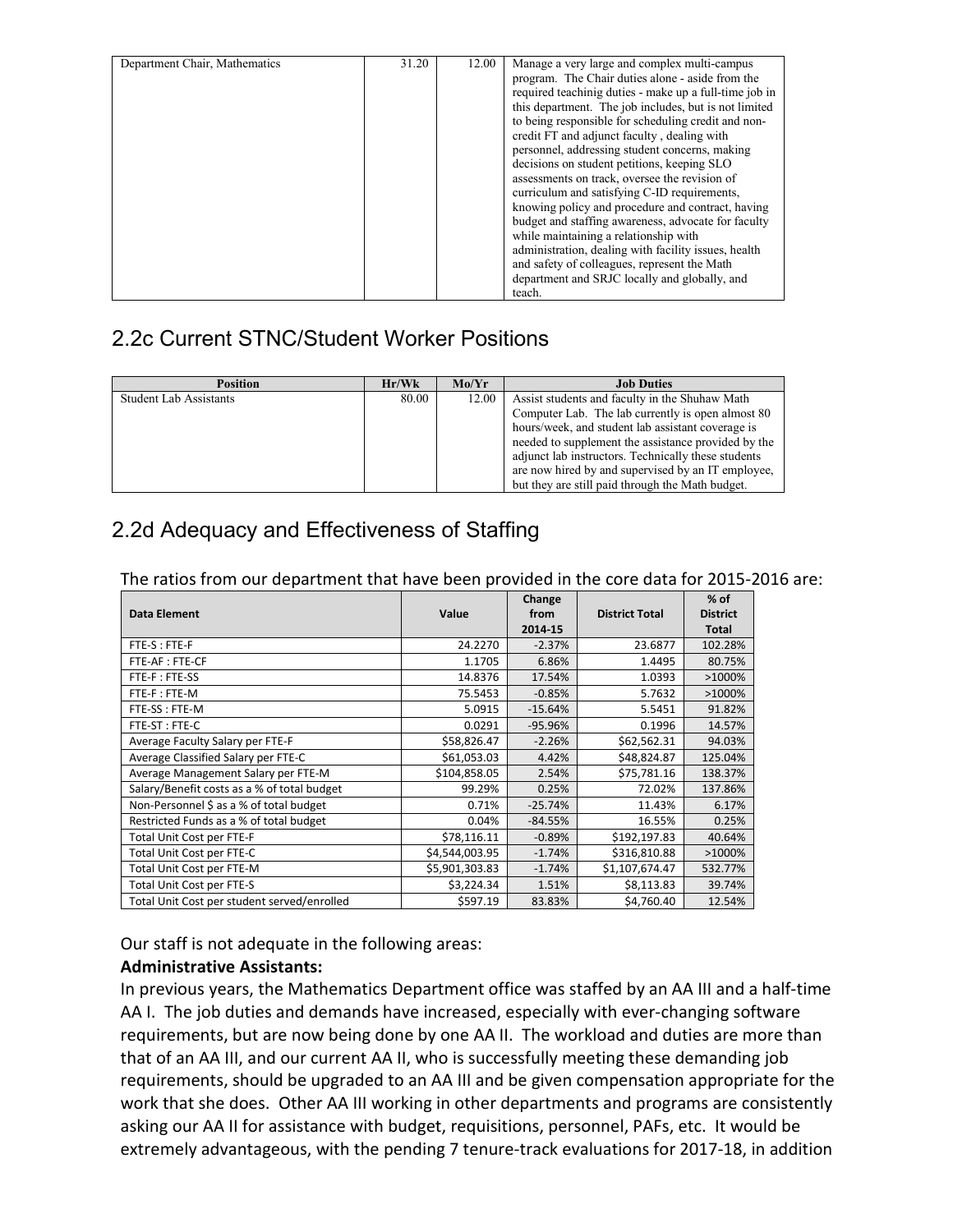| Department Chair, Mathematics | 31.20 | 12.00 | Manage a very large and complex multi-campus program. The Chair duties alone - aside from the required teachinig duties - make up a full-time job in this department. The job includes, but is not limited to being responsible for scheduling credit and non-credit FT and adjunct faculty , dealing with personnel, addressing student concerns, making decisions on student petitions, keeping SLO assessments on track, oversee the revision of curriculum and satisfying C-ID requirements, knowing policy and procedure and contract, having budget and staffing awareness, advocate for faculty while maintaining a relationship with administration, dealing with facility issues, health and safety of colleagues, represent the Math department and SRJC locally and globally, and teach. |
|---|---|---|---|

## 2.2c Current STNC/Student Worker Positions

| Position | Hr/Wk | Mo/Yr | Job Duties |
|---|---|---|---|
| Student Lab Assistants | 80.00 | 12.00 | Assist students and faculty in the Shuhaw Math Computer Lab. The lab currently is open almost 80 hours/week, and student lab assistant coverage is needed to supplement the assistance provided by the adjunct lab instructors. Technically these students are now hired by and supervised by an IT employee, but they are still paid through the Math budget. |

## 2.2d Adequacy and Effectiveness of Staffing

The ratios from our department that have been provided in the core data for 2015-2016 are:

| Data Element | Value | Change from 2014-15 | District Total | % of District Total |
|---|---|---|---|---|
| FTE-S : FTE-F | 24.2270 | -2.37% | 23.6877 | 102.28% |
| FTE-AF : FTE-CF | 1.1705 | 6.86% | 1.4495 | 80.75% |
| FTE-F : FTE-SS | 14.8376 | 17.54% | 1.0393 | >1000% |
| FTE-F : FTE-M | 75.5453 | -0.85% | 5.7632 | >1000% |
| FTE-SS : FTE-M | 5.0915 | -15.64% | 5.5451 | 91.82% |
| FTE-ST : FTE-C | 0.0291 | -95.96% | 0.1996 | 14.57% |
| Average Faculty Salary per FTE-F | $58,826.47 | -2.26% | $62,562.31 | 94.03% |
| Average Classified Salary per FTE-C | $61,053.03 | 4.42% | $48,824.87 | 125.04% |
| Average Management Salary per FTE-M | $104,858.05 | 2.54% | $75,781.16 | 138.37% |
| Salary/Benefit costs as a % of total budget | 99.29% | 0.25% | 72.02% | 137.86% |
| Non-Personnel $ as a % of total budget | 0.71% | -25.74% | 11.43% | 6.17% |
| Restricted Funds as a % of total budget | 0.04% | -84.55% | 16.55% | 0.25% |
| Total Unit Cost per FTE-F | $78,116.11 | -0.89% | $192,197.83 | 40.64% |
| Total Unit Cost per FTE-C | $4,544,003.95 | -1.74% | $316,810.88 | >1000% |
| Total Unit Cost per FTE-M | $5,901,303.83 | -1.74% | $1,107,674.47 | 532.77% |
| Total Unit Cost per FTE-S | $3,224.34 | 1.51% | $8,113.83 | 39.74% |
| Total Unit Cost per student served/enrolled | $597.19 | 83.83% | $4,760.40 | 12.54% |

Our staff is not adequate in the following areas:

**Administrative Assistants:**

In previous years, the Mathematics Department office was staffed by an AA III and a half-time AA I. The job duties and demands have increased, especially with ever-changing software requirements, but are now being done by one AA II. The workload and duties are more than that of an AA III, and our current AA II, who is successfully meeting these demanding job requirements, should be upgraded to an AA III and be given compensation appropriate for the work that she does. Other AA III working in other departments and programs are consistently asking our AA II for assistance with budget, requisitions, personnel, PAFs, etc. It would be extremely advantageous, with the pending 7 tenure-track evaluations for 2017-18, in addition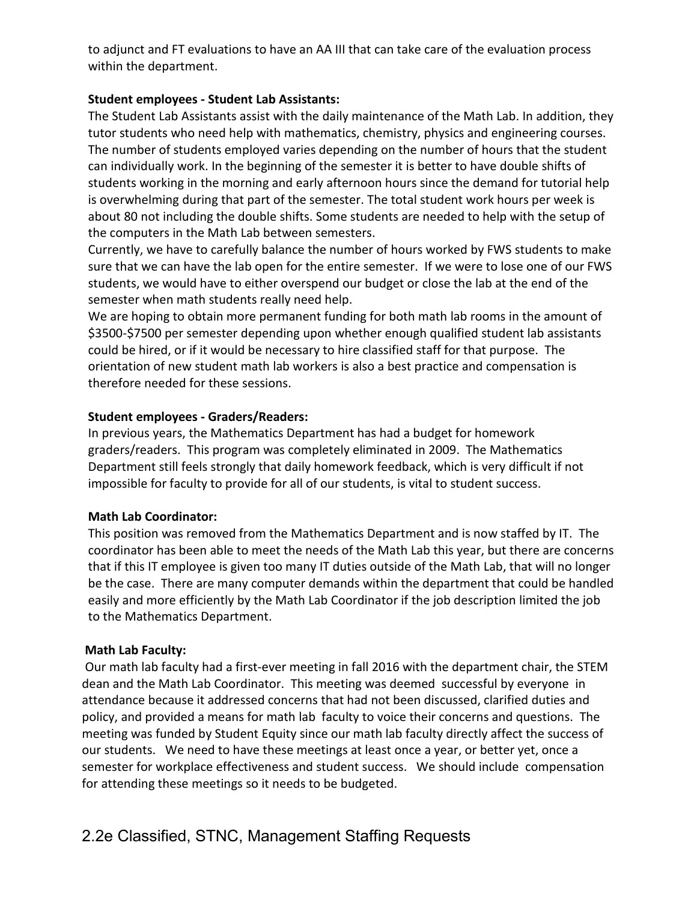to adjunct and FT evaluations to have an AA III that can take care of the evaluation process within the department.

**Student employees - Student Lab Assistants:**

The Student Lab Assistants assist with the daily maintenance of the Math Lab. In addition, they tutor students who need help with mathematics, chemistry, physics and engineering courses. The number of students employed varies depending on the number of hours that the student can individually work. In the beginning of the semester it is better to have double shifts of students working in the morning and early afternoon hours since the demand for tutorial help is overwhelming during that part of the semester. The total student work hours per week is about 80 not including the double shifts. Some students are needed to help with the setup of the computers in the Math Lab between semesters.

Currently, we have to carefully balance the number of hours worked by FWS students to make sure that we can have the lab open for the entire semester. If we were to lose one of our FWS students, we would have to either overspend our budget or close the lab at the end of the semester when math students really need help.

We are hoping to obtain more permanent funding for both math lab rooms in the amount of $3500-$7500 per semester depending upon whether enough qualified student lab assistants could be hired, or if it would be necessary to hire classified staff for that purpose. The orientation of new student math lab workers is also a best practice and compensation is therefore needed for these sessions.

**Student employees - Graders/Readers:**

In previous years, the Mathematics Department has had a budget for homework graders/readers. This program was completely eliminated in 2009. The Mathematics Department still feels strongly that daily homework feedback, which is very difficult if not impossible for faculty to provide for all of our students, is vital to student success.

**Math Lab Coordinator:**

This position was removed from the Mathematics Department and is now staffed by IT. The coordinator has been able to meet the needs of the Math Lab this year, but there are concerns that if this IT employee is given too many IT duties outside of the Math Lab, that will no longer be the case. There are many computer demands within the department that could be handled easily and more efficiently by the Math Lab Coordinator if the job description limited the job to the Mathematics Department.

**Math Lab Faculty:**

Our math lab faculty had a first-ever meeting in fall 2016 with the department chair, the STEM dean and the Math Lab Coordinator. This meeting was deemed successful by everyone in attendance because it addressed concerns that had not been discussed, clarified duties and policy, and provided a means for math lab faculty to voice their concerns and questions. The meeting was funded by Student Equity since our math lab faculty directly affect the success of our students. We need to have these meetings at least once a year, or better yet, once a semester for workplace effectiveness and student success. We should include compensation for attending these meetings so it needs to be budgeted.

## 2.2e Classified, STNC, Management Staffing Requests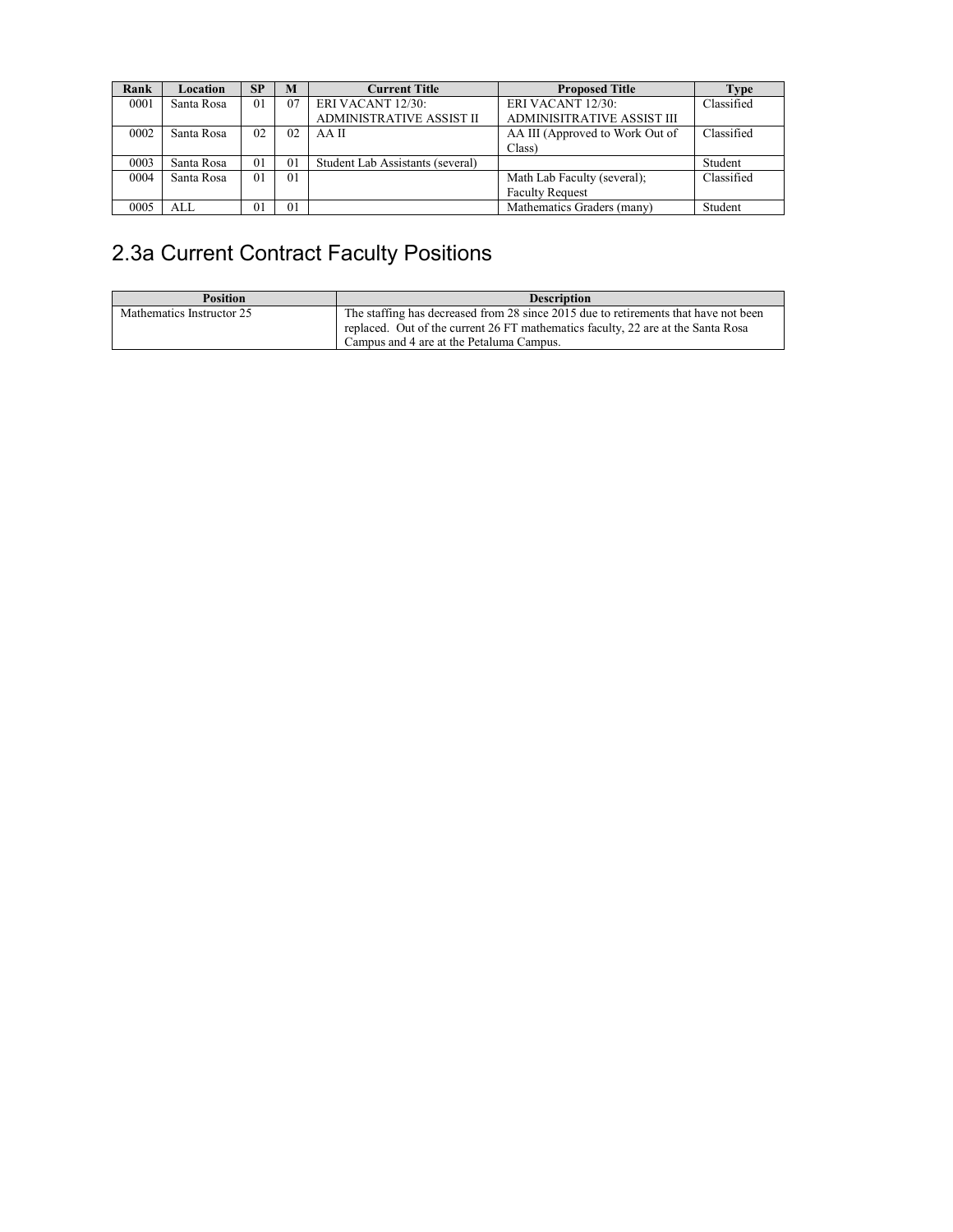| Rank | Location | SP | M | Current Title | Proposed Title | Type |
|---|---|---|---|---|---|---|
| 0001 | Santa Rosa | 01 | 07 | ERI VACANT 12/30: ADMINISTRATIVE ASSIST II | ERI VACANT 12/30: ADMINISITRATIVE ASSIST III | Classified |
| 0002 | Santa Rosa | 02 | 02 | AA II | AA III (Approved to Work Out of Class) | Classified |
| 0003 | Santa Rosa | 01 | 01 | Student Lab Assistants (several) | | Student |
| 0004 | Santa Rosa | 01 | 01 | | Math Lab Faculty (several); Faculty Request | Classified |
| 0005 | ALL | 01 | 01 | | Mathematics Graders (many) | Student |

## 2.3a Current Contract Faculty Positions

| Position | Description |
|---|---|
| Mathematics Instructor 25 | The staffing has decreased from 28 since 2015 due to retirements that have not been replaced. Out of the current 26 FT mathematics faculty, 22 are at the Santa Rosa Campus and 4 are at the Petaluma Campus. |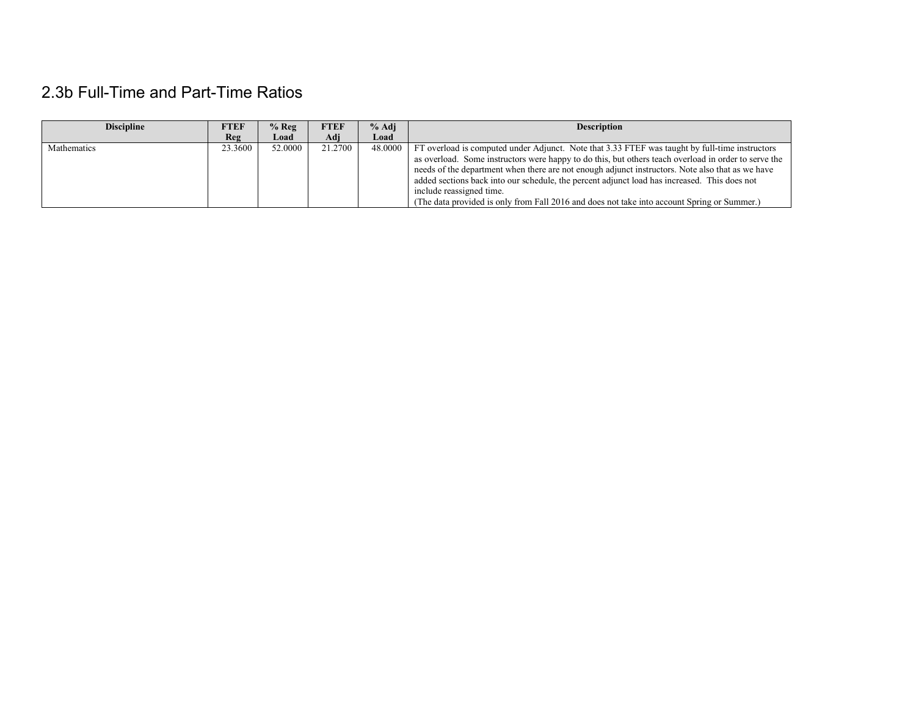## 2.3b Full-Time and Part-Time Ratios

| Discipline | FTEF Reg | % Reg Load | FTEF Adj | % Adj Load | Description |
|---|---|---|---|---|---|
| Mathematics | 23.3600 | 52.0000 | 21.2700 | 48.0000 | FT overload is computed under Adjunct. Note that 3.33 FTEF was taught by full-time instructors as overload. Some instructors were happy to do this, but others teach overload in order to serve the needs of the department when there are not enough adjunct instructors. Note also that as we have added sections back into our schedule, the percent adjunct load has increased. This does not include reassigned time.<br>(The data provided is only from Fall 2016 and does not take into account Spring or Summer.) |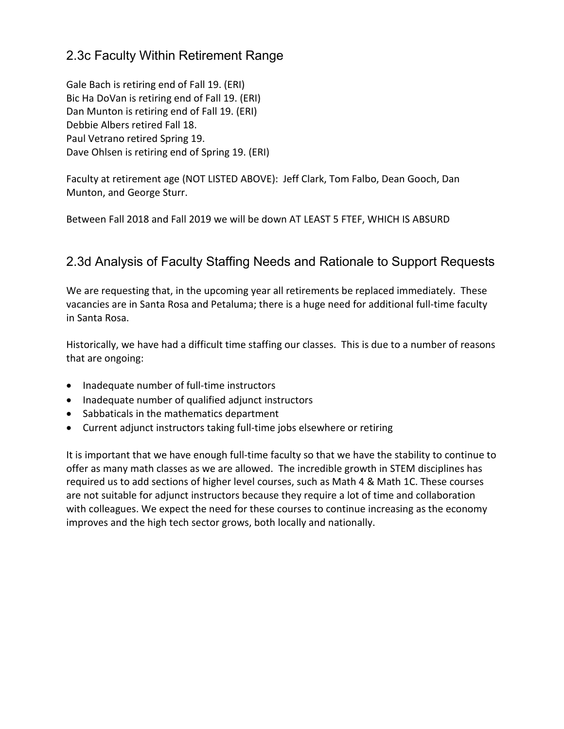## 2.3c Faculty Within Retirement Range

Gale Bach is retiring end of Fall 19. (ERI)
Bic Ha DoVan is retiring end of Fall 19. (ERI)
Dan Munton is retiring end of Fall 19. (ERI)
Debbie Albers retired Fall 18.
Paul Vetrano retired Spring 19.
Dave Ohlsen is retiring end of Spring 19. (ERI)

Faculty at retirement age (NOT LISTED ABOVE): Jeff Clark, Tom Falbo, Dean Gooch, Dan Munton, and George Sturr.

Between Fall 2018 and Fall 2019 we will be down AT LEAST 5 FTEF, WHICH IS ABSURD

## 2.3d Analysis of Faculty Staffing Needs and Rationale to Support Requests

We are requesting that, in the upcoming year all retirements be replaced immediately. These vacancies are in Santa Rosa and Petaluma; there is a huge need for additional full-time faculty in Santa Rosa.

Historically, we have had a difficult time staffing our classes. This is due to a number of reasons that are ongoing:

- Inadequate number of full-time instructors
- Inadequate number of qualified adjunct instructors
- Sabbaticals in the mathematics department
- Current adjunct instructors taking full-time jobs elsewhere or retiring

It is important that we have enough full-time faculty so that we have the stability to continue to offer as many math classes as we are allowed. The incredible growth in STEM disciplines has required us to add sections of higher level courses, such as Math 4 & Math 1C. These courses are not suitable for adjunct instructors because they require a lot of time and collaboration with colleagues. We expect the need for these courses to continue increasing as the economy improves and the high tech sector grows, both locally and nationally.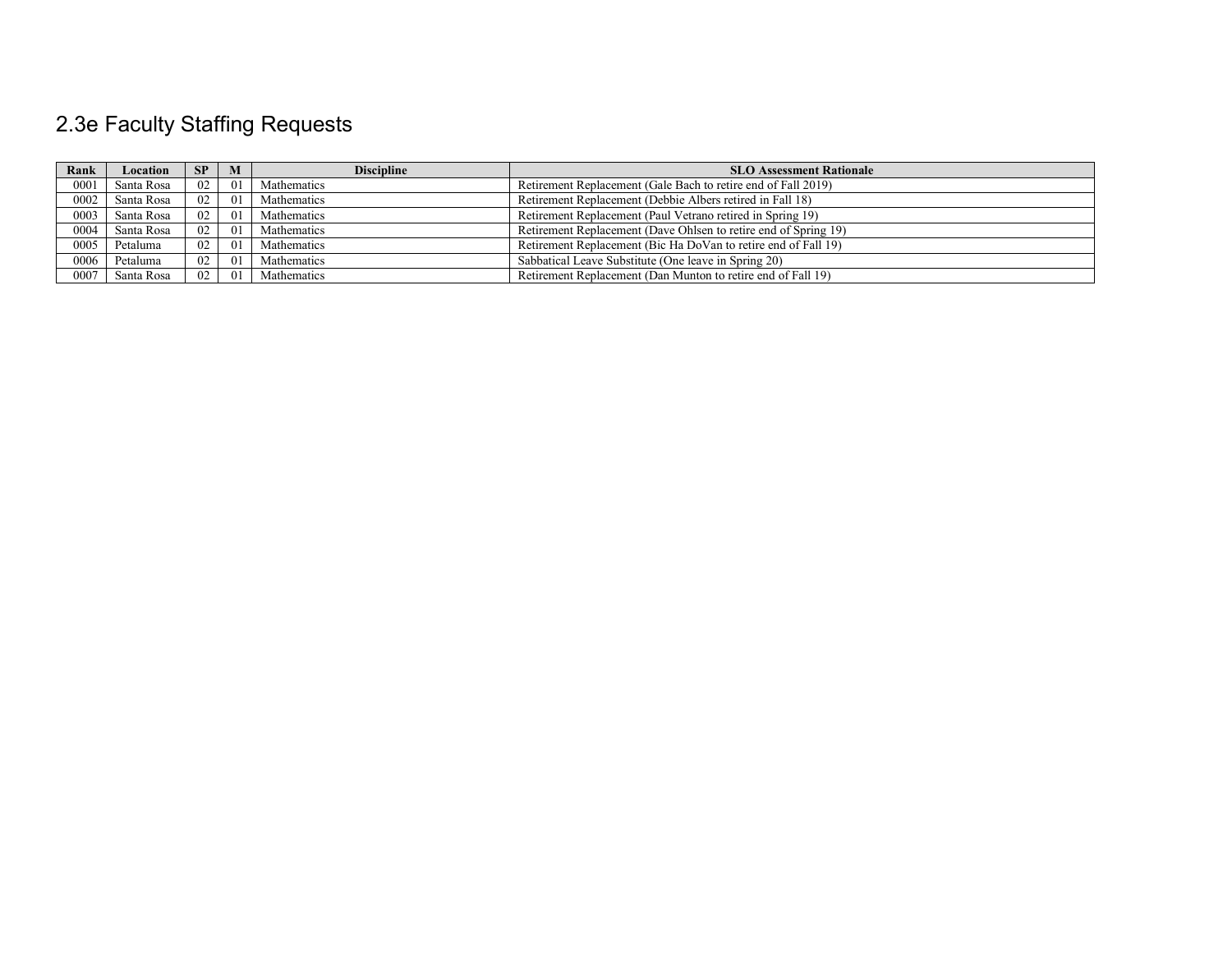## 2.3e Faculty Staffing Requests

| Rank | Location | SP | M | Discipline | SLO Assessment Rationale |
|---|---|---|---|---|---|
| 0001 | Santa Rosa | 02 | 01 | Mathematics | Retirement Replacement (Gale Bach to retire end of Fall 2019) |
| 0002 | Santa Rosa | 02 | 01 | Mathematics | Retirement Replacement (Debbie Albers retired in Fall 18) |
| 0003 | Santa Rosa | 02 | 01 | Mathematics | Retirement Replacement (Paul Vetrano retired in Spring 19) |
| 0004 | Santa Rosa | 02 | 01 | Mathematics | Retirement Replacement (Dave Ohlsen to retire end of Spring 19) |
| 0005 | Petaluma | 02 | 01 | Mathematics | Retirement Replacement (Bic Ha DoVan to retire end of Fall 19) |
| 0006 | Petaluma | 02 | 01 | Mathematics | Sabbatical Leave Substitute (One leave in Spring 20) |
| 0007 | Santa Rosa | 02 | 01 | Mathematics | Retirement Replacement (Dan Munton to retire end of Fall 19) |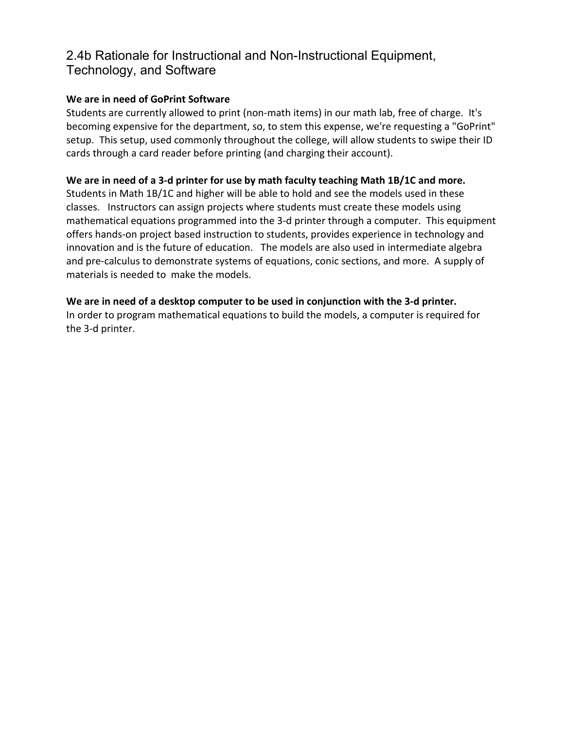## 2.4b Rationale for Instructional and Non-Instructional Equipment, Technology, and Software

**We are in need of GoPrint Software**

Students are currently allowed to print (non-math items) in our math lab, free of charge. It's becoming expensive for the department, so, to stem this expense, we're requesting a "GoPrint" setup. This setup, used commonly throughout the college, will allow students to swipe their ID cards through a card reader before printing (and charging their account).

**We are in need of a 3-d printer for use by math faculty teaching Math 1B/1C and more.**

Students in Math 1B/1C and higher will be able to hold and see the models used in these classes. Instructors can assign projects where students must create these models using mathematical equations programmed into the 3-d printer through a computer. This equipment offers hands-on project based instruction to students, provides experience in technology and innovation and is the future of education. The models are also used in intermediate algebra and pre-calculus to demonstrate systems of equations, conic sections, and more. A supply of materials is needed to make the models.

**We are in need of a desktop computer to be used in conjunction with the 3-d printer.**

In order to program mathematical equations to build the models, a computer is required for the 3-d printer.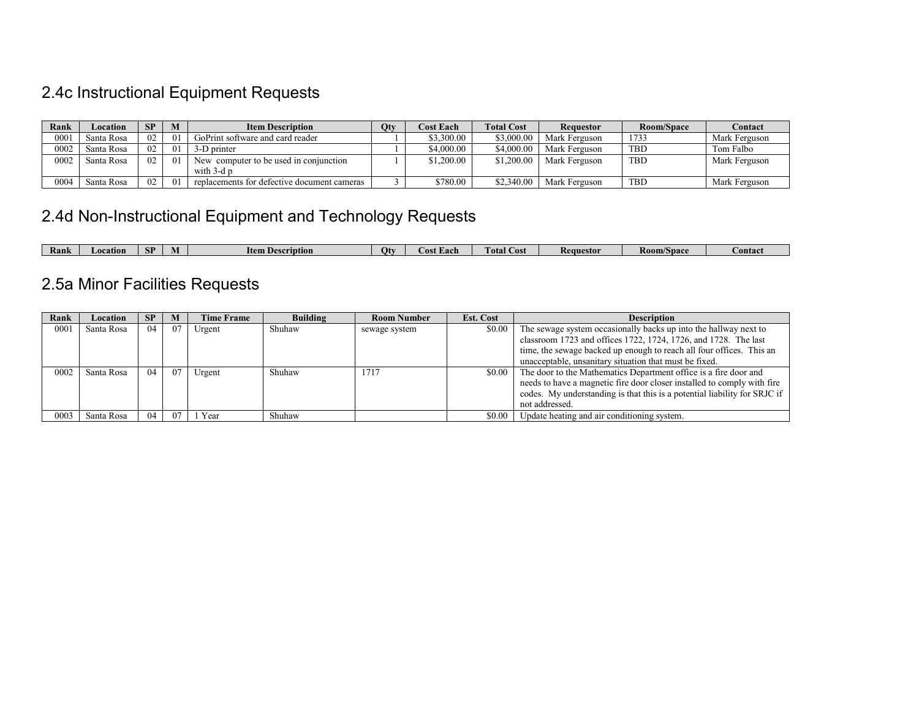## 2.4c Instructional Equipment Requests

| Rank | Location | SP | M | Item Description | Qty | Cost Each | Total Cost | Requestor | Room/Space | Contact |
|---|---|---|---|---|---|---|---|---|---|---|
| 0001 | Santa Rosa | 02 | 01 | GoPrint software and card reader | 1 | $3,300.00 | $3,000.00 | Mark Ferguson | 1733 | Mark Ferguson |
| 0002 | Santa Rosa | 02 | 01 | 3-D printer | 1 | $4,000.00 | $4,000.00 | Mark Ferguson | TBD | Tom Falbo |
| 0002 | Santa Rosa | 02 | 01 | New computer to be used in conjunction with 3-d p | 1 | $1,200.00 | $1,200.00 | Mark Ferguson | TBD | Mark Ferguson |
| 0004 | Santa Rosa | 02 | 01 | replacements for defective document cameras | 3 | $780.00 | $2,340.00 | Mark Ferguson | TBD | Mark Ferguson |

## 2.4d Non-Instructional Equipment and Technology Requests

| Rank | Location | SP | M | Item Description | Qty | Cost Each | Total Cost | Requestor | Room/Space | Contact |
|---|---|---|---|---|---|---|---|---|---|---|

## 2.5a Minor Facilities Requests

| Rank | Location | SP | M | Time Frame | Building | Room Number | Est. Cost | Description |
|---|---|---|---|---|---|---|---|---|
| 0001 | Santa Rosa | 04 | 07 | Urgent | Shuhaw | sewage system | $0.00 | The sewage system occasionally backs up into the hallway next to classroom 1723 and offices 1722, 1724, 1726, and 1728. The last time, the sewage backed up enough to reach all four offices. This an unacceptable, unsanitary situation that must be fixed. |
| 0002 | Santa Rosa | 04 | 07 | Urgent | Shuhaw | 1717 | $0.00 | The door to the Mathematics Department office is a fire door and needs to have a magnetic fire door closer installed to comply with fire codes. My understanding is that this is a potential liability for SRJC if not addressed. |
| 0003 | Santa Rosa | 04 | 07 | 1 Year | Shuhaw | | $0.00 | Update heating and air conditioning system. |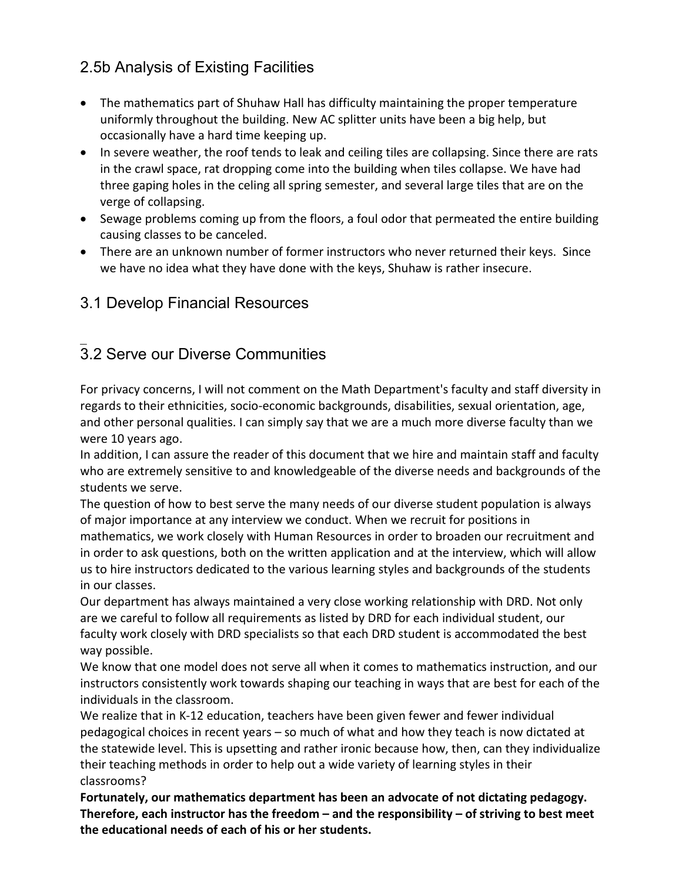## 2.5b Analysis of Existing Facilities

- The mathematics part of Shuhaw Hall has difficulty maintaining the proper temperature uniformly throughout the building. New AC splitter units have been a big help, but occasionally have a hard time keeping up.
- In severe weather, the roof tends to leak and ceiling tiles are collapsing. Since there are rats in the crawl space, rat dropping come into the building when tiles collapse. We have had three gaping holes in the celing all spring semester, and several large tiles that are on the verge of collapsing.
- Sewage problems coming up from the floors, a foul odor that permeated the entire building causing classes to be canceled.
- There are an unknown number of former instructors who never returned their keys. Since we have no idea what they have done with the keys, Shuhaw is rather insecure.

## 3.1 Develop Financial Resources

## 3.2 Serve our Diverse Communities

For privacy concerns, I will not comment on the Math Department's faculty and staff diversity in regards to their ethnicities, socio-economic backgrounds, disabilities, sexual orientation, age, and other personal qualities. I can simply say that we are a much more diverse faculty than we were 10 years ago.

In addition, I can assure the reader of this document that we hire and maintain staff and faculty who are extremely sensitive to and knowledgeable of the diverse needs and backgrounds of the students we serve.

The question of how to best serve the many needs of our diverse student population is always of major importance at any interview we conduct. When we recruit for positions in mathematics, we work closely with Human Resources in order to broaden our recruitment and in order to ask questions, both on the written application and at the interview, which will allow us to hire instructors dedicated to the various learning styles and backgrounds of the students in our classes.

Our department has always maintained a very close working relationship with DRD. Not only are we careful to follow all requirements as listed by DRD for each individual student, our faculty work closely with DRD specialists so that each DRD student is accommodated the best way possible.

We know that one model does not serve all when it comes to mathematics instruction, and our instructors consistently work towards shaping our teaching in ways that are best for each of the individuals in the classroom.

We realize that in K-12 education, teachers have been given fewer and fewer individual pedagogical choices in recent years – so much of what and how they teach is now dictated at the statewide level. This is upsetting and rather ironic because how, then, can they individualize their teaching methods in order to help out a wide variety of learning styles in their classrooms?

**Fortunately, our mathematics department has been an advocate of not dictating pedagogy. Therefore, each instructor has the freedom – and the responsibility – of striving to best meet the educational needs of each of his or her students.**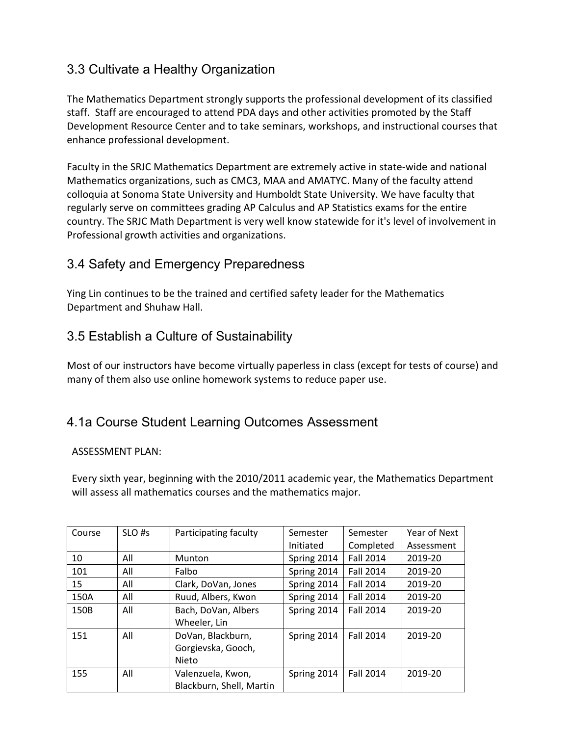## 3.3 Cultivate a Healthy Organization

The Mathematics Department strongly supports the professional development of its classified staff. Staff are encouraged to attend PDA days and other activities promoted by the Staff Development Resource Center and to take seminars, workshops, and instructional courses that enhance professional development.

Faculty in the SRJC Mathematics Department are extremely active in state-wide and national Mathematics organizations, such as CMC3, MAA and AMATYC. Many of the faculty attend colloquia at Sonoma State University and Humboldt State University. We have faculty that regularly serve on committees grading AP Calculus and AP Statistics exams for the entire country. The SRJC Math Department is very well know statewide for it's level of involvement in Professional growth activities and organizations.

## 3.4 Safety and Emergency Preparedness

Ying Lin continues to be the trained and certified safety leader for the Mathematics Department and Shuhaw Hall.

## 3.5 Establish a Culture of Sustainability

Most of our instructors have become virtually paperless in class (except for tests of course) and many of them also use online homework systems to reduce paper use.

## 4.1a Course Student Learning Outcomes Assessment

ASSESSMENT PLAN:

Every sixth year, beginning with the 2010/2011 academic year, the Mathematics Department will assess all mathematics courses and the mathematics major.

| Course | SLO #s | Participating faculty | Semester Initiated | Semester Completed | Year of Next Assessment |
|---|---|---|---|---|---|
| 10 | All | Munton | Spring 2014 | Fall 2014 | 2019-20 |
| 101 | All | Falbo | Spring 2014 | Fall 2014 | 2019-20 |
| 15 | All | Clark, DoVan, Jones | Spring 2014 | Fall 2014 | 2019-20 |
| 150A | All | Ruud, Albers, Kwon | Spring 2014 | Fall 2014 | 2019-20 |
| 150B | All | Bach, DoVan, Albers Wheeler, Lin | Spring 2014 | Fall 2014 | 2019-20 |
| 151 | All | DoVan, Blackburn, Gorgievska, Gooch, Nieto | Spring 2014 | Fall 2014 | 2019-20 |
| 155 | All | Valenzuela, Kwon, Blackburn, Shell, Martin | Spring 2014 | Fall 2014 | 2019-20 |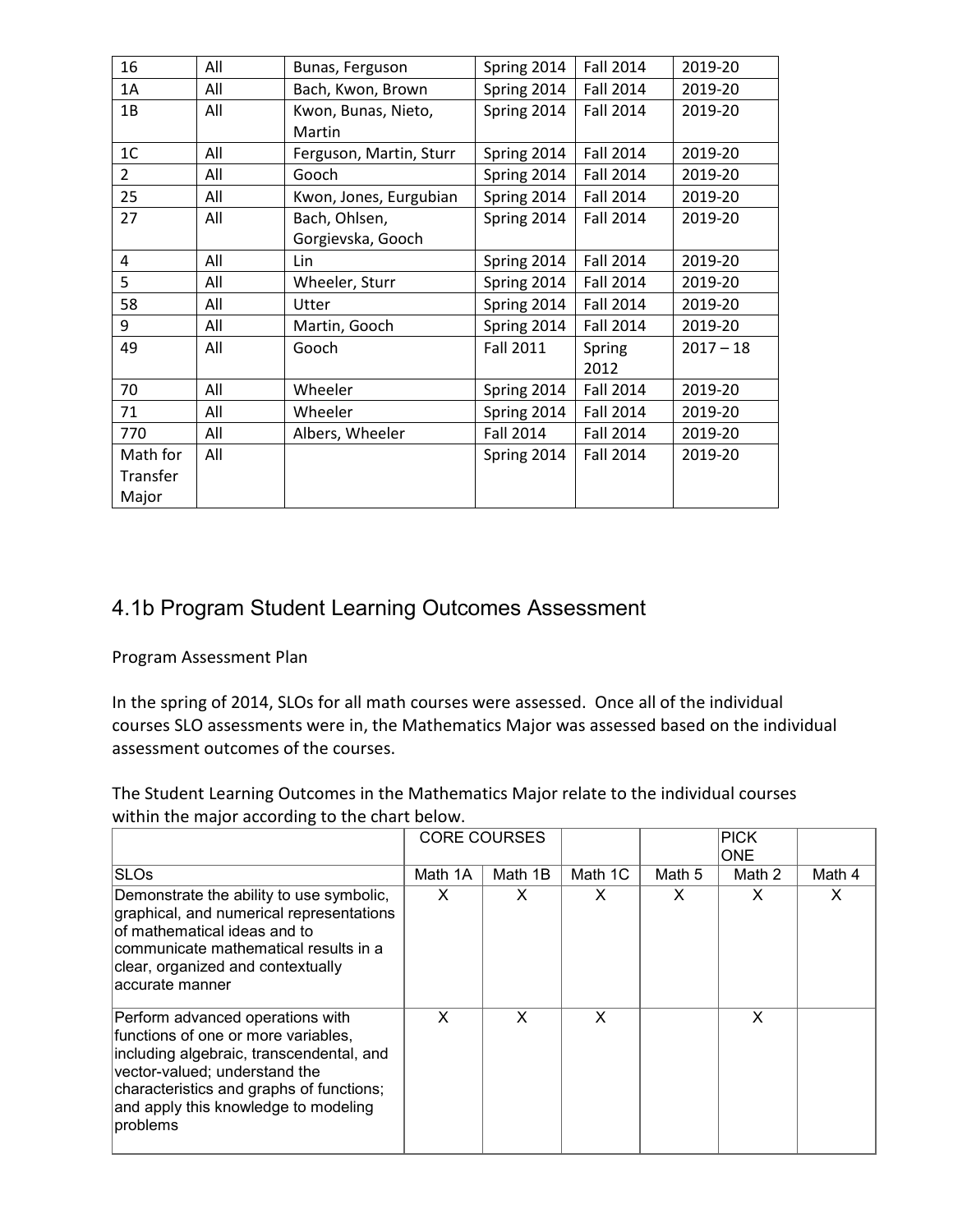| 16 | All | Bunas, Ferguson | Spring 2014 | Fall 2014 | 2019-20 |
|---|---|---|---|---|---|
| 1A | All | Bach, Kwon, Brown | Spring 2014 | Fall 2014 | 2019-20 |
| 1B | All | Kwon, Bunas, Nieto, Martin | Spring 2014 | Fall 2014 | 2019-20 |
| 1C | All | Ferguson, Martin, Sturr | Spring 2014 | Fall 2014 | 2019-20 |
| 2 | All | Gooch | Spring 2014 | Fall 2014 | 2019-20 |
| 25 | All | Kwon, Jones, Eurgubian | Spring 2014 | Fall 2014 | 2019-20 |
| 27 | All | Bach, Ohlsen, Gorgievska, Gooch | Spring 2014 | Fall 2014 | 2019-20 |
| 4 | All | Lin | Spring 2014 | Fall 2014 | 2019-20 |
| 5 | All | Wheeler, Sturr | Spring 2014 | Fall 2014 | 2019-20 |
| 58 | All | Utter | Spring 2014 | Fall 2014 | 2019-20 |
| 9 | All | Martin, Gooch | Spring 2014 | Fall 2014 | 2019-20 |
| 49 | All | Gooch | Fall 2011 | Spring 2012 | 2017 – 18 |
| 70 | All | Wheeler | Spring 2014 | Fall 2014 | 2019-20 |
| 71 | All | Wheeler | Spring 2014 | Fall 2014 | 2019-20 |
| 770 | All | Albers, Wheeler | Fall 2014 | Fall 2014 | 2019-20 |
| Math for Transfer Major | All | | Spring 2014 | Fall 2014 | 2019-20 |

## 4.1b Program Student Learning Outcomes Assessment

Program Assessment Plan

In the spring of 2014, SLOs for all math courses were assessed. Once all of the individual courses SLO assessments were in, the Mathematics Major was assessed based on the individual assessment outcomes of the courses.

The Student Learning Outcomes in the Mathematics Major relate to the individual courses within the major according to the chart below.

| | CORE COURSES | | | | PICK ONE | |
|---|---|---|---|---|---|---|
| SLOs | Math 1A | Math 1B | Math 1C | Math 5 | Math 2 | Math 4 |
| Demonstrate the ability to use symbolic, graphical, and numerical representations of mathematical ideas and to communicate mathematical results in a clear, organized and contextually accurate manner | X | X | X | X | X | X |
| Perform advanced operations with functions of one or more variables, including algebraic, transcendental, and vector-valued; understand the characteristics and graphs of functions; and apply this knowledge to modeling problems | X | X | X | | X | |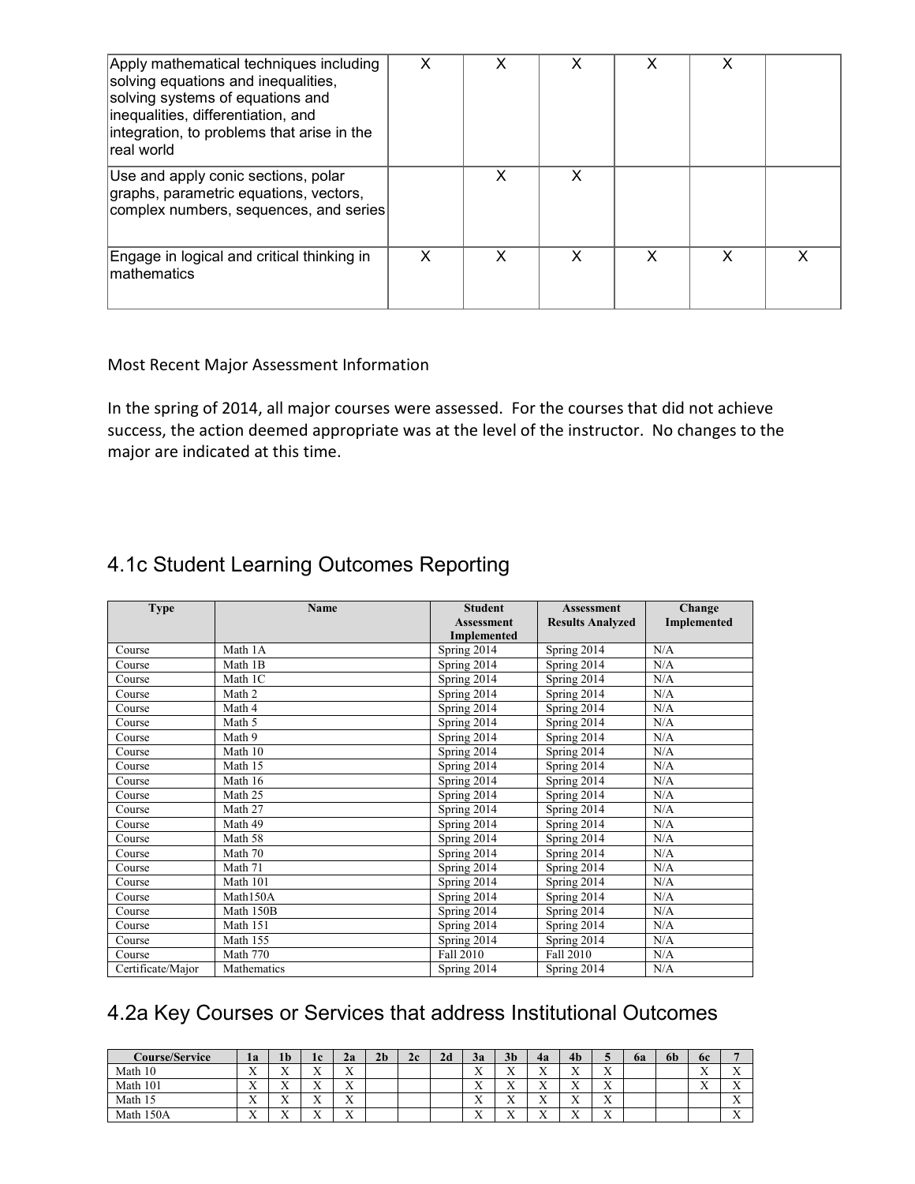| | | | | | | |
|---|---|---|---|---|---|---|
| Apply mathematical techniques including solving equations and inequalities, solving systems of equations and inequalities, differentiation, and integration, to problems that arise in the real world | X | X | X | X | X | |
| Use and apply conic sections, polar graphs, parametric equations, vectors, complex numbers, sequences, and series | | X | X | | | |
| Engage in logical and critical thinking in mathematics | X | X | X | X | X | X |

Most Recent Major Assessment Information

In the spring of 2014, all major courses were assessed. For the courses that did not achieve success, the action deemed appropriate was at the level of the instructor. No changes to the major are indicated at this time.

## 4.1c Student Learning Outcomes Reporting

| Type | Name | Student Assessment Implemented | Assessment Results Analyzed | Change Implemented |
|---|---|---|---|---|
| Course | Math 1A | Spring 2014 | Spring 2014 | N/A |
| Course | Math 1B | Spring 2014 | Spring 2014 | N/A |
| Course | Math 1C | Spring 2014 | Spring 2014 | N/A |
| Course | Math 2 | Spring 2014 | Spring 2014 | N/A |
| Course | Math 4 | Spring 2014 | Spring 2014 | N/A |
| Course | Math 5 | Spring 2014 | Spring 2014 | N/A |
| Course | Math 9 | Spring 2014 | Spring 2014 | N/A |
| Course | Math 10 | Spring 2014 | Spring 2014 | N/A |
| Course | Math 15 | Spring 2014 | Spring 2014 | N/A |
| Course | Math 16 | Spring 2014 | Spring 2014 | N/A |
| Course | Math 25 | Spring 2014 | Spring 2014 | N/A |
| Course | Math 27 | Spring 2014 | Spring 2014 | N/A |
| Course | Math 49 | Spring 2014 | Spring 2014 | N/A |
| Course | Math 58 | Spring 2014 | Spring 2014 | N/A |
| Course | Math 70 | Spring 2014 | Spring 2014 | N/A |
| Course | Math 71 | Spring 2014 | Spring 2014 | N/A |
| Course | Math 101 | Spring 2014 | Spring 2014 | N/A |
| Course | Math150A | Spring 2014 | Spring 2014 | N/A |
| Course | Math 150B | Spring 2014 | Spring 2014 | N/A |
| Course | Math 151 | Spring 2014 | Spring 2014 | N/A |
| Course | Math 155 | Spring 2014 | Spring 2014 | N/A |
| Course | Math 770 | Fall 2010 | Fall 2010 | N/A |
| Certificate/Major | Mathematics | Spring 2014 | Spring 2014 | N/A |

## 4.2a Key Courses or Services that address Institutional Outcomes

| Course/Service | 1a | 1b | 1c | 2a | 2b | 2c | 2d | 3a | 3b | 4a | 4b | 5 | 6a | 6b | 6c | 7 |
|---|---|---|---|---|---|---|---|---|---|---|---|---|---|---|---|---|
| Math 10 | X | X | X | X | | | | X | X | X | X | X | | | X | X |
| Math 101 | X | X | X | X | | | | X | X | X | X | X | | | X | X |
| Math 15 | X | X | X | X | | | | X | X | X | X | X | | | | X |
| Math 150A | X | X | X | X | | | | X | X | X | X | X | | | | X |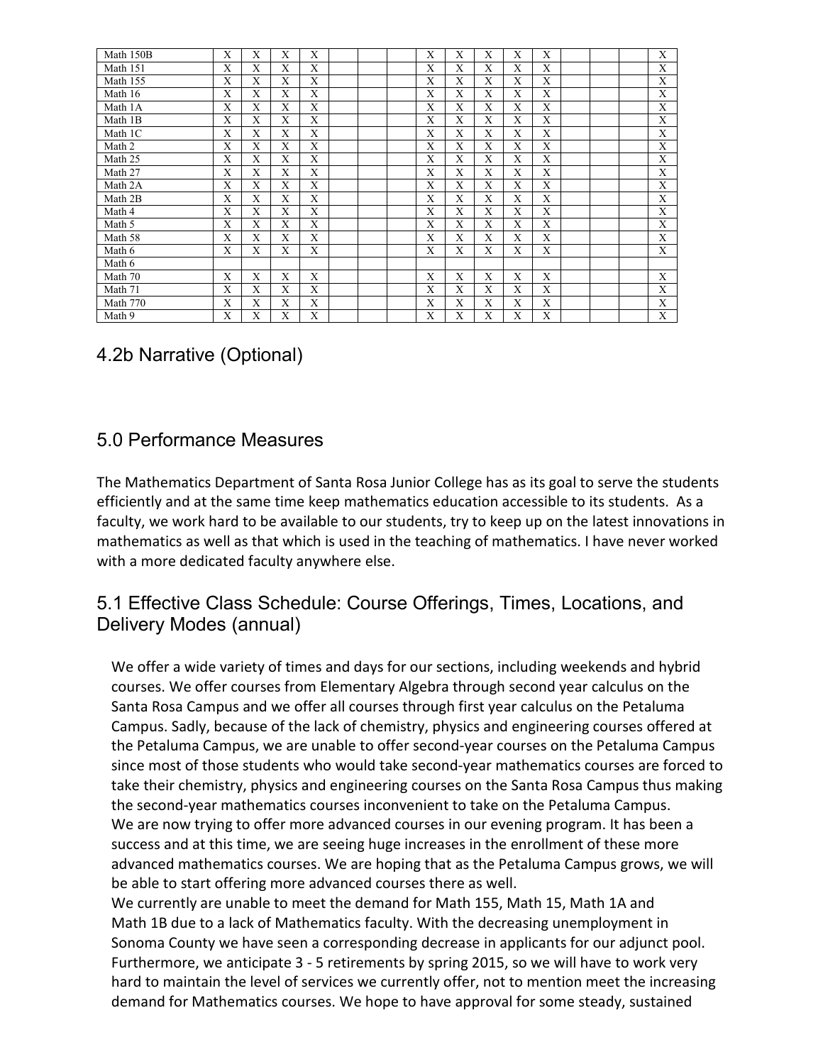| | | | | | | | | | | | | | | | | |
|---|---|---|---|---|---|---|---|---|---|---|---|---|---|---|---|---|
| Math 150B | X | X | X | X | | | | X | X | X | X | X | | | | X |
| Math 151 | X | X | X | X | | | | X | X | X | X | X | | | | X |
| Math 155 | X | X | X | X | | | | X | X | X | X | X | | | | X |
| Math 16 | X | X | X | X | | | | X | X | X | X | X | | | | X |
| Math 1A | X | X | X | X | | | | X | X | X | X | X | | | | X |
| Math 1B | X | X | X | X | | | | X | X | X | X | X | | | | X |
| Math 1C | X | X | X | X | | | | X | X | X | X | X | | | | X |
| Math 2 | X | X | X | X | | | | X | X | X | X | X | | | | X |
| Math 25 | X | X | X | X | | | | X | X | X | X | X | | | | X |
| Math 27 | X | X | X | X | | | | X | X | X | X | X | | | | X |
| Math 2A | X | X | X | X | | | | X | X | X | X | X | | | | X |
| Math 2B | X | X | X | X | | | | X | X | X | X | X | | | | X |
| Math 4 | X | X | X | X | | | | X | X | X | X | X | | | | X |
| Math 5 | X | X | X | X | | | | X | X | X | X | X | | | | X |
| Math 58 | X | X | X | X | | | | X | X | X | X | X | | | | X |
| Math 6 | X | X | X | X | | | | X | X | X | X | X | | | | X |
| Math 6 | | | | | | | | | | | | | | | | |
| Math 70 | X | X | X | X | | | | X | X | X | X | X | | | | X |
| Math 71 | X | X | X | X | | | | X | X | X | X | X | | | | X |
| Math 770 | X | X | X | X | | | | X | X | X | X | X | | | | X |
| Math 9 | X | X | X | X | | | | X | X | X | X | X | | | | X |

## 4.2b Narrative (Optional)

## 5.0 Performance Measures

The Mathematics Department of Santa Rosa Junior College has as its goal to serve the students efficiently and at the same time keep mathematics education accessible to its students. As a faculty, we work hard to be available to our students, try to keep up on the latest innovations in mathematics as well as that which is used in the teaching of mathematics. I have never worked with a more dedicated faculty anywhere else.

## 5.1 Effective Class Schedule: Course Offerings, Times, Locations, and Delivery Modes (annual)

We offer a wide variety of times and days for our sections, including weekends and hybrid courses. We offer courses from Elementary Algebra through second year calculus on the Santa Rosa Campus and we offer all courses through first year calculus on the Petaluma Campus. Sadly, because of the lack of chemistry, physics and engineering courses offered at the Petaluma Campus, we are unable to offer second-year courses on the Petaluma Campus since most of those students who would take second-year mathematics courses are forced to take their chemistry, physics and engineering courses on the Santa Rosa Campus thus making the second-year mathematics courses inconvenient to take on the Petaluma Campus.
We are now trying to offer more advanced courses in our evening program. It has been a success and at this time, we are seeing huge increases in the enrollment of these more advanced mathematics courses. We are hoping that as the Petaluma Campus grows, we will be able to start offering more advanced courses there as well.
We currently are unable to meet the demand for Math 155, Math 15, Math 1A and Math 1B due to a lack of Mathematics faculty. With the decreasing unemployment in Sonoma County we have seen a corresponding decrease in applicants for our adjunct pool. Furthermore, we anticipate 3 - 5 retirements by spring 2015, so we will have to work very hard to maintain the level of services we currently offer, not to mention meet the increasing demand for Mathematics courses. We hope to have approval for some steady, sustained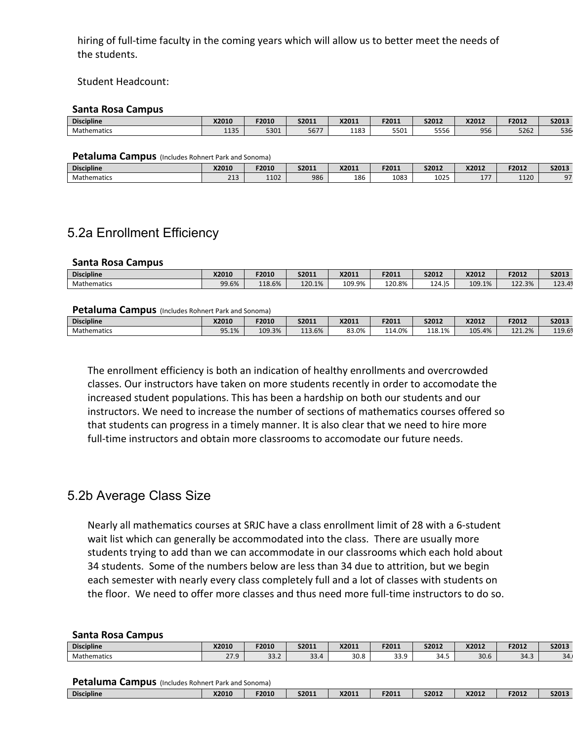hiring of full-time faculty in the coming years which will allow us to better meet the needs of the students.

Student Headcount:

**Santa Rosa Campus**

| Discipline | X2010 | F2010 | S2011 | X2011 | F2011 | S2012 | X2012 | F2012 | S2013 |
|---|---|---|---|---|---|---|---|---|---|
| Mathematics | 1135 | 5301 | 5677 | 1183 | 5501 | 5556 | 956 | 5262 | 536 |

**Petaluma Campus** (Includes Rohnert Park and Sonoma)

| Discipline | X2010 | F2010 | S2011 | X2011 | F2011 | S2012 | X2012 | F2012 | S2013 |
|---|---|---|---|---|---|---|---|---|---|
| Mathematics | 213 | 1102 | 986 | 186 | 1083 | 1025 | 177 | 1120 | 97 |

## 5.2a Enrollment Efficiency

**Santa Rosa Campus**

| Discipline | X2010 | F2010 | S2011 | X2011 | F2011 | S2012 | X2012 | F2012 | S2013 |
|---|---|---|---|---|---|---|---|---|---|
| Mathematics | 99.6% | 118.6% | 120.1% | 109.9% | 120.8% | 124.)5 | 109.1% | 122.3% | 123.4 |

**Petaluma Campus** (Includes Rohnert Park and Sonoma)

| Discipline | X2010 | F2010 | S2011 | X2011 | F2011 | S2012 | X2012 | F2012 | S2013 |
|---|---|---|---|---|---|---|---|---|---|
| Mathematics | 95.1% | 109.3% | 113.6% | 83.0% | 114.0% | 118.1% | 105.4% | 121.2% | 119.6 |

The enrollment efficiency is both an indication of healthy enrollments and overcrowded classes. Our instructors have taken on more students recently in order to accomodate the increased student populations. This has been a hardship on both our students and our instructors. We need to increase the number of sections of mathematics courses offered so that students can progress in a timely manner. It is also clear that we need to hire more full-time instructors and obtain more classrooms to accomodate our future needs.

## 5.2b Average Class Size

Nearly all mathematics courses at SRJC have a class enrollment limit of 28 with a 6-student wait list which can generally be accommodated into the class. There are usually more students trying to add than we can accommodate in our classrooms which each hold about 34 students. Some of the numbers below are less than 34 due to attrition, but we begin each semester with nearly every class completely full and a lot of classes with students on the floor. We need to offer more classes and thus need more full-time instructors to do so.

**Santa Rosa Campus**

| Discipline | X2010 | F2010 | S2011 | X2011 | F2011 | S2012 | X2012 | F2012 | S2013 |
|---|---|---|---|---|---|---|---|---|---|
| Mathematics | 27.9 | 33.2 | 33.4 | 30.8 | 33.9 | 34.5 | 30.6 | 34.3 | 34. |

**Petaluma Campus** (Includes Rohnert Park and Sonoma)

| Discipline | X2010 | F2010 | S2011 | X2011 | F2011 | S2012 | X2012 | F2012 | S2013 |
|---|---|---|---|---|---|---|---|---|---|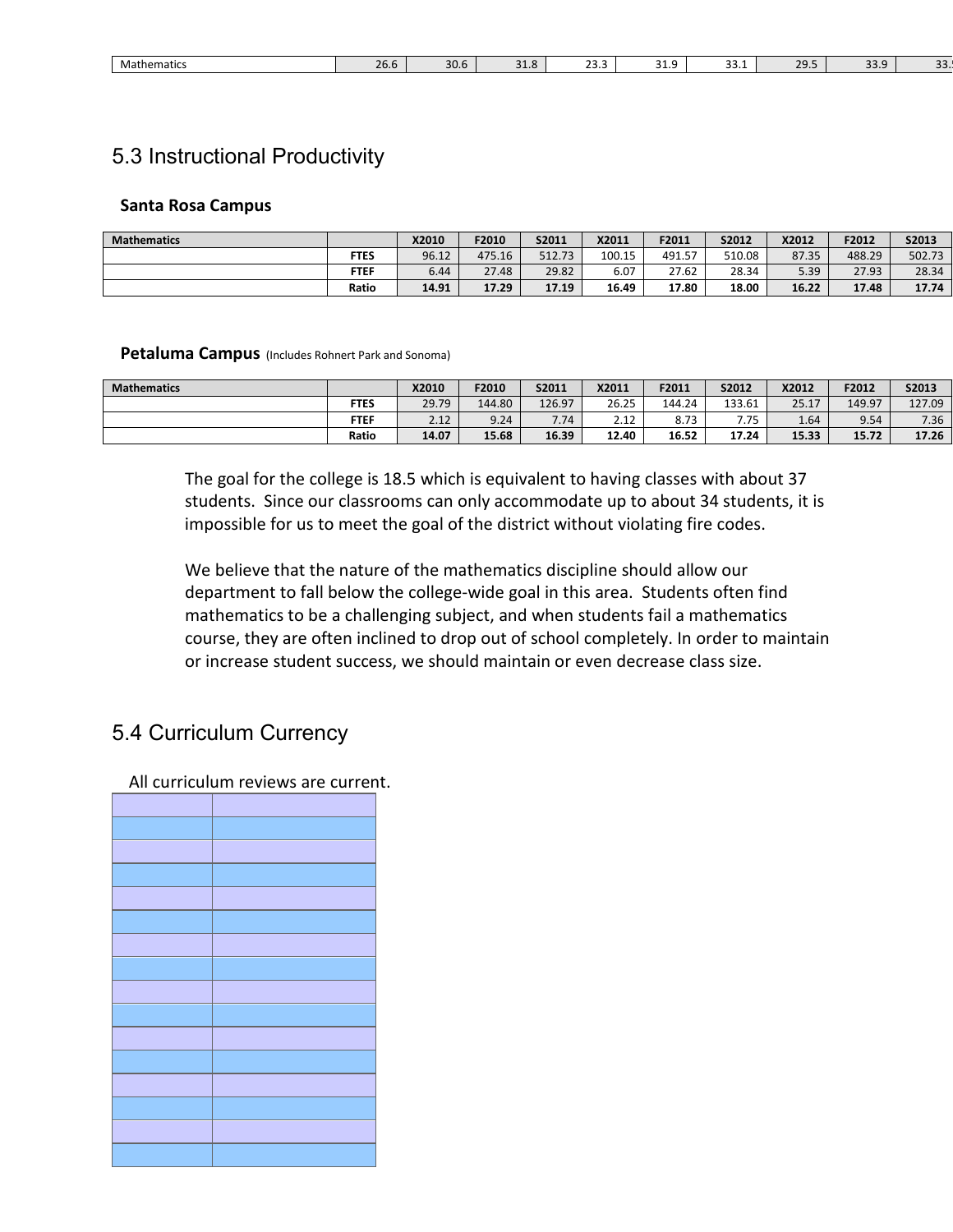| Mathematics | 26.6 | 30.6 | 31.8 | 23.3 | 31.9 | 33.1 | 29.5 | 33.9 | 33. |
|---|---|---|---|---|---|---|---|---|---|

## 5.3 Instructional Productivity

### Santa Rosa Campus

| Mathematics | | X2010 | F2010 | S2011 | X2011 | F2011 | S2012 | X2012 | F2012 | S2013 |
|---|---|---|---|---|---|---|---|---|---|---|
| | FTES | 96.12 | 475.16 | 512.73 | 100.15 | 491.57 | 510.08 | 87.35 | 488.29 | 502.73 |
| | FTEF | 6.44 | 27.48 | 29.82 | 6.07 | 27.62 | 28.34 | 5.39 | 27.93 | 28.34 |
| | **Ratio** | **14.91** | **17.29** | **17.19** | **16.49** | **17.80** | **18.00** | **16.22** | **17.48** | **17.74** |

### Petaluma Campus (Includes Rohnert Park and Sonoma)

| Mathematics | | X2010 | F2010 | S2011 | X2011 | F2011 | S2012 | X2012 | F2012 | S2013 |
|---|---|---|---|---|---|---|---|---|---|---|
| | FTES | 29.79 | 144.80 | 126.97 | 26.25 | 144.24 | 133.61 | 25.17 | 149.97 | 127.09 |
| | FTEF | 2.12 | 9.24 | 7.74 | 2.12 | 8.73 | 7.75 | 1.64 | 9.54 | 7.36 |
| | **Ratio** | **14.07** | **15.68** | **16.39** | **12.40** | **16.52** | **17.24** | **15.33** | **15.72** | **17.26** |

The goal for the college is 18.5 which is equivalent to having classes with about 37 students. Since our classrooms can only accommodate up to about 34 students, it is impossible for us to meet the goal of the district without violating fire codes.

We believe that the nature of the mathematics discipline should allow our department to fall below the college-wide goal in this area. Students often find mathematics to be a challenging subject, and when students fail a mathematics course, they are often inclined to drop out of school completely. In order to maintain or increase student success, we should maintain or even decrease class size.

## 5.4 Curriculum Currency

All curriculum reviews are current.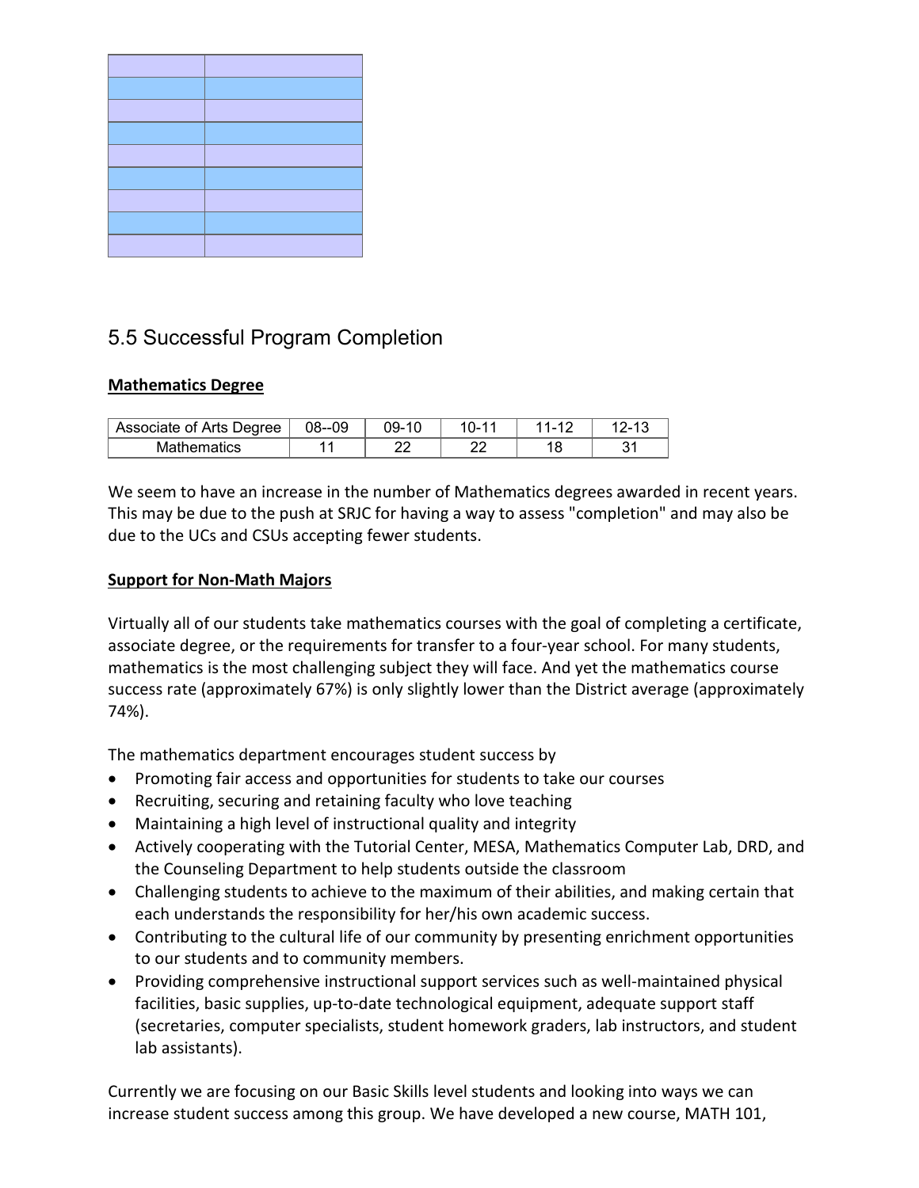## 5.5 Successful Program Completion

**Mathematics Degree**

| Associate of Arts Degree | 08--09 | 09-10 | 10-11 | 11-12 | 12-13 |
|---|---|---|---|---|---|
| Mathematics | 11 | 22 | 22 | 18 | 31 |

We seem to have an increase in the number of Mathematics degrees awarded in recent years. This may be due to the push at SRJC for having a way to assess "completion" and may also be due to the UCs and CSUs accepting fewer students.

**Support for Non-Math Majors**

Virtually all of our students take mathematics courses with the goal of completing a certificate, associate degree, or the requirements for transfer to a four-year school. For many students, mathematics is the most challenging subject they will face. And yet the mathematics course success rate (approximately 67%) is only slightly lower than the District average (approximately 74%).

The mathematics department encourages student success by

- Promoting fair access and opportunities for students to take our courses
- Recruiting, securing and retaining faculty who love teaching
- Maintaining a high level of instructional quality and integrity
- Actively cooperating with the Tutorial Center, MESA, Mathematics Computer Lab, DRD, and the Counseling Department to help students outside the classroom
- Challenging students to achieve to the maximum of their abilities, and making certain that each understands the responsibility for her/his own academic success.
- Contributing to the cultural life of our community by presenting enrichment opportunities to our students and to community members.
- Providing comprehensive instructional support services such as well-maintained physical facilities, basic supplies, up-to-date technological equipment, adequate support staff (secretaries, computer specialists, student homework graders, lab instructors, and student lab assistants).

Currently we are focusing on our Basic Skills level students and looking into ways we can increase student success among this group. We have developed a new course, MATH 101,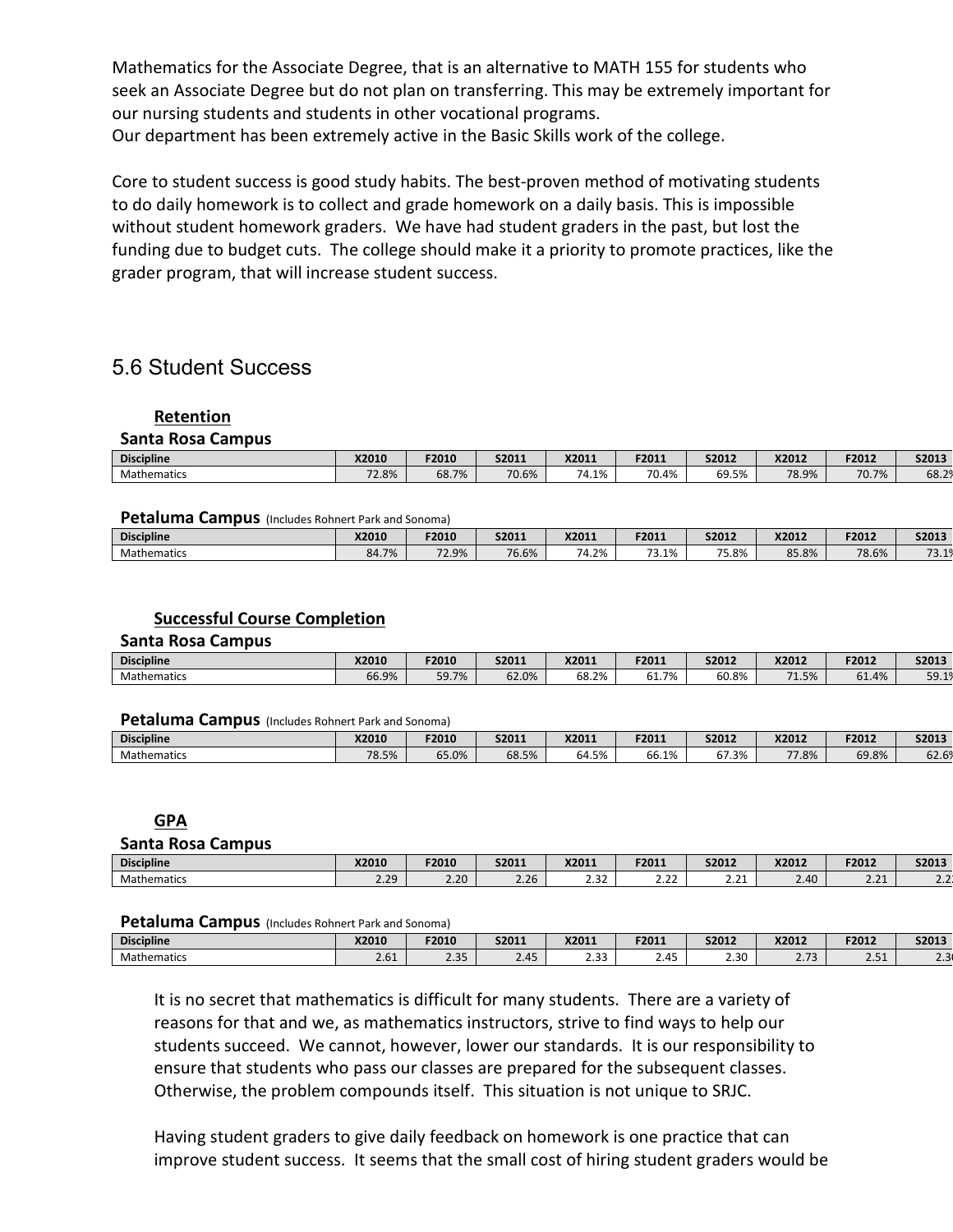Mathematics for the Associate Degree, that is an alternative to MATH 155 for students who seek an Associate Degree but do not plan on transferring. This may be extremely important for our nursing students and students in other vocational programs.
Our department has been extremely active in the Basic Skills work of the college.

Core to student success is good study habits. The best-proven method of motivating students to do daily homework is to collect and grade homework on a daily basis. This is impossible without student homework graders. We have had student graders in the past, but lost the funding due to budget cuts. The college should make it a priority to promote practices, like the grader program, that will increase student success.

## 5.6 Student Success

### Retention

**Santa Rosa Campus**

| Discipline | X2010 | F2010 | S2011 | X2011 | F2011 | S2012 | X2012 | F2012 | S2013 |
|---|---|---|---|---|---|---|---|---|---|
| Mathematics | 72.8% | 68.7% | 70.6% | 74.1% | 70.4% | 69.5% | 78.9% | 70.7% | 68.2% |

**Petaluma Campus** (Includes Rohnert Park and Sonoma)

| Discipline | X2010 | F2010 | S2011 | X2011 | F2011 | S2012 | X2012 | F2012 | S2013 |
|---|---|---|---|---|---|---|---|---|---|
| Mathematics | 84.7% | 72.9% | 76.6% | 74.2% | 73.1% | 75.8% | 85.8% | 78.6% | 73.1% |

### Successful Course Completion

**Santa Rosa Campus**

| Discipline | X2010 | F2010 | S2011 | X2011 | F2011 | S2012 | X2012 | F2012 | S2013 |
|---|---|---|---|---|---|---|---|---|---|
| Mathematics | 66.9% | 59.7% | 62.0% | 68.2% | 61.7% | 60.8% | 71.5% | 61.4% | 59.1% |

**Petaluma Campus** (Includes Rohnert Park and Sonoma)

| Discipline | X2010 | F2010 | S2011 | X2011 | F2011 | S2012 | X2012 | F2012 | S2013 |
|---|---|---|---|---|---|---|---|---|---|
| Mathematics | 78.5% | 65.0% | 68.5% | 64.5% | 66.1% | 67.3% | 77.8% | 69.8% | 62.6% |

### GPA

**Santa Rosa Campus**

| Discipline | X2010 | F2010 | S2011 | X2011 | F2011 | S2012 | X2012 | F2012 | S2013 |
|---|---|---|---|---|---|---|---|---|---|
| Mathematics | 2.29 | 2.20 | 2.26 | 2.32 | 2.22 | 2.21 | 2.40 | 2.21 | 2.2 |

**Petaluma Campus** (Includes Rohnert Park and Sonoma)

| Discipline | X2010 | F2010 | S2011 | X2011 | F2011 | S2012 | X2012 | F2012 | S2013 |
|---|---|---|---|---|---|---|---|---|---|
| Mathematics | 2.61 | 2.35 | 2.45 | 2.33 | 2.45 | 2.30 | 2.73 | 2.51 | 2.3 |

It is no secret that mathematics is difficult for many students. There are a variety of reasons for that and we, as mathematics instructors, strive to find ways to help our students succeed. We cannot, however, lower our standards. It is our responsibility to ensure that students who pass our classes are prepared for the subsequent classes. Otherwise, the problem compounds itself. This situation is not unique to SRJC.

Having student graders to give daily feedback on homework is one practice that can improve student success. It seems that the small cost of hiring student graders would be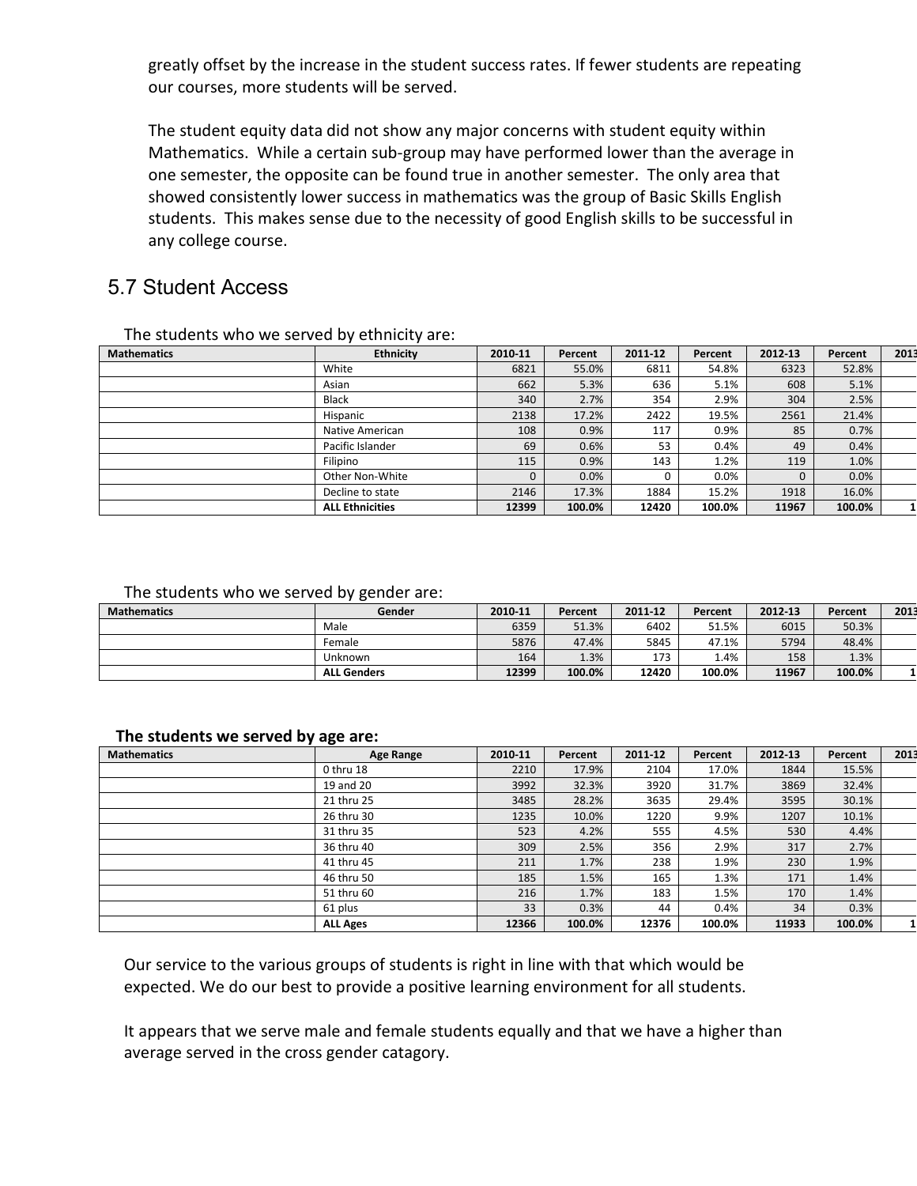greatly offset by the increase in the student success rates. If fewer students are repeating our courses, more students will be served.

The student equity data did not show any major concerns with student equity within Mathematics. While a certain sub-group may have performed lower than the average in one semester, the opposite can be found true in another semester. The only area that showed consistently lower success in mathematics was the group of Basic Skills English students. This makes sense due to the necessity of good English skills to be successful in any college course.

## 5.7 Student Access

The students who we served by ethnicity are:

| Mathematics | Ethnicity | 2010-11 | Percent | 2011-12 | Percent | 2012-13 | Percent | 2013 |
|---|---|---|---|---|---|---|---|---|
| | White | 6821 | 55.0% | 6811 | 54.8% | 6323 | 52.8% | |
| | Asian | 662 | 5.3% | 636 | 5.1% | 608 | 5.1% | |
| | Black | 340 | 2.7% | 354 | 2.9% | 304 | 2.5% | |
| | Hispanic | 2138 | 17.2% | 2422 | 19.5% | 2561 | 21.4% | |
| | Native American | 108 | 0.9% | 117 | 0.9% | 85 | 0.7% | |
| | Pacific Islander | 69 | 0.6% | 53 | 0.4% | 49 | 0.4% | |
| | Filipino | 115 | 0.9% | 143 | 1.2% | 119 | 1.0% | |
| | Other Non-White | 0 | 0.0% | 0 | 0.0% | 0 | 0.0% | |
| | Decline to state | 2146 | 17.3% | 1884 | 15.2% | 1918 | 16.0% | |
| | **ALL Ethnicities** | **12399** | **100.0%** | **12420** | **100.0%** | **11967** | **100.0%** | **1** |

The students who we served by gender are:

| Mathematics | Gender | 2010-11 | Percent | 2011-12 | Percent | 2012-13 | Percent | 2013 |
|---|---|---|---|---|---|---|---|---|
| | Male | 6359 | 51.3% | 6402 | 51.5% | 6015 | 50.3% | |
| | Female | 5876 | 47.4% | 5845 | 47.1% | 5794 | 48.4% | |
| | Unknown | 164 | 1.3% | 173 | 1.4% | 158 | 1.3% | |
| | **ALL Genders** | **12399** | **100.0%** | **12420** | **100.0%** | **11967** | **100.0%** | **1** |

**The students we served by age are:**

| Mathematics | Age Range | 2010-11 | Percent | 2011-12 | Percent | 2012-13 | Percent | 2013 |
|---|---|---|---|---|---|---|---|---|
| | 0 thru 18 | 2210 | 17.9% | 2104 | 17.0% | 1844 | 15.5% | |
| | 19 and 20 | 3992 | 32.3% | 3920 | 31.7% | 3869 | 32.4% | |
| | 21 thru 25 | 3485 | 28.2% | 3635 | 29.4% | 3595 | 30.1% | |
| | 26 thru 30 | 1235 | 10.0% | 1220 | 9.9% | 1207 | 10.1% | |
| | 31 thru 35 | 523 | 4.2% | 555 | 4.5% | 530 | 4.4% | |
| | 36 thru 40 | 309 | 2.5% | 356 | 2.9% | 317 | 2.7% | |
| | 41 thru 45 | 211 | 1.7% | 238 | 1.9% | 230 | 1.9% | |
| | 46 thru 50 | 185 | 1.5% | 165 | 1.3% | 171 | 1.4% | |
| | 51 thru 60 | 216 | 1.7% | 183 | 1.5% | 170 | 1.4% | |
| | 61 plus | 33 | 0.3% | 44 | 0.4% | 34 | 0.3% | |
| | **ALL Ages** | **12366** | **100.0%** | **12376** | **100.0%** | **11933** | **100.0%** | **1** |

Our service to the various groups of students is right in line with that which would be expected. We do our best to provide a positive learning environment for all students.

It appears that we serve male and female students equally and that we have a higher than average served in the cross gender catagory.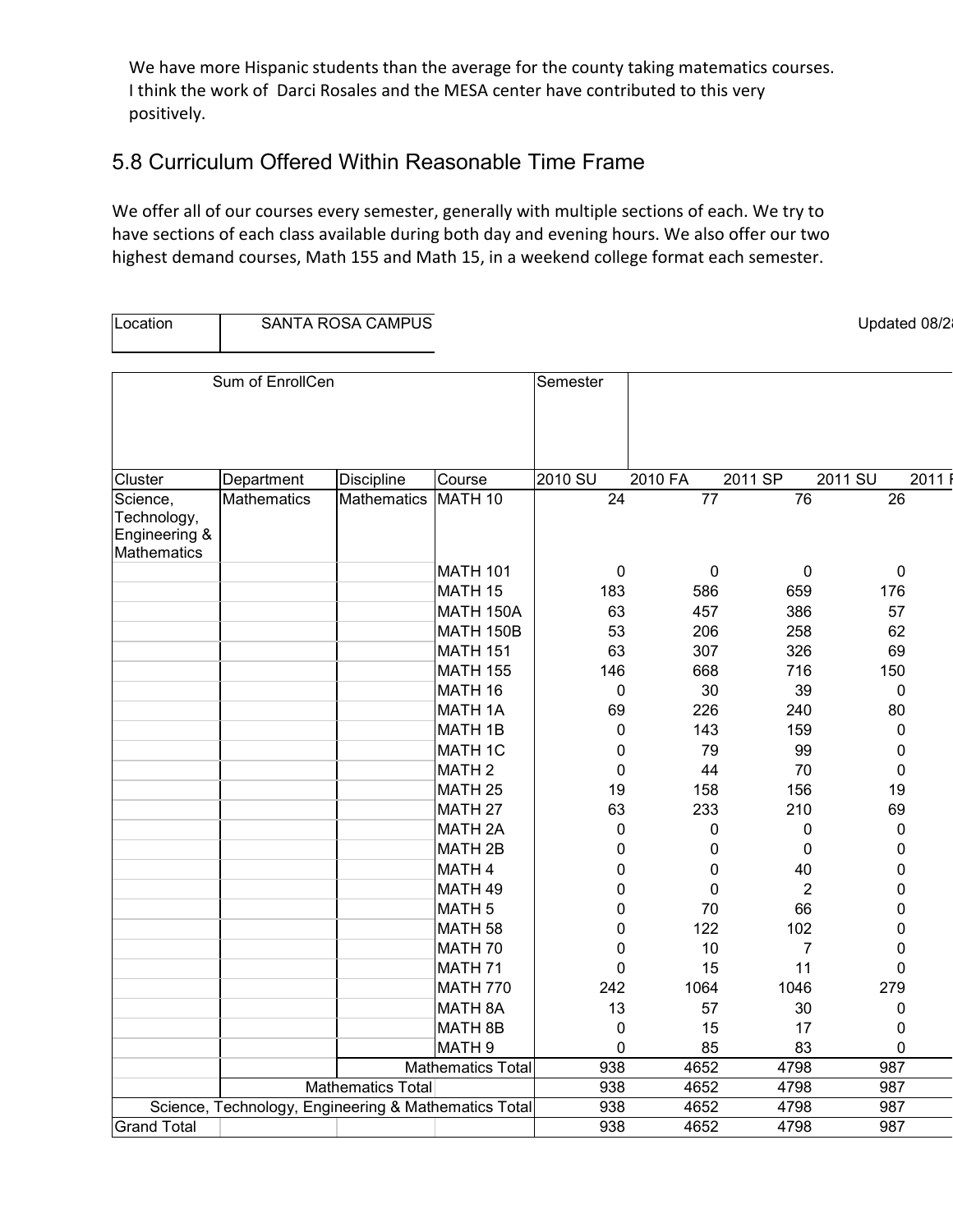We have more Hispanic students than the average for the county taking matematics courses. I think the work of Darci Rosales and the MESA center have contributed to this very positively.

## 5.8 Curriculum Offered Within Reasonable Time Frame

We offer all of our courses every semester, generally with multiple sections of each. We try to have sections of each class available during both day and evening hours. We also offer our two highest demand courses, Math 155 and Math 15, in a weekend college format each semester.

| Location | SANTA ROSA CAMPUS |
|---|---|

Updated 08/2

| Sum of EnrollCen | | | | Semester | | | | |
|---|---|---|---|---|---|---|---|---|
| Cluster | Department | Discipline | Course | 2010 SU | 2010 FA | 2011 SP | 2011 SU | 2011 |
| Science, Technology, Engineering & Mathematics | Mathematics | Mathematics | MATH 10 | 24 | 77 | 76 | 26 | |
| | | | MATH 101 | 0 | 0 | 0 | 0 | |
| | | | MATH 15 | 183 | 586 | 659 | 176 | |
| | | | MATH 150A | 63 | 457 | 386 | 57 | |
| | | | MATH 150B | 53 | 206 | 258 | 62 | |
| | | | MATH 151 | 63 | 307 | 326 | 69 | |
| | | | MATH 155 | 146 | 668 | 716 | 150 | |
| | | | MATH 16 | 0 | 30 | 39 | 0 | |
| | | | MATH 1A | 69 | 226 | 240 | 80 | |
| | | | MATH 1B | 0 | 143 | 159 | 0 | |
| | | | MATH 1C | 0 | 79 | 99 | 0 | |
| | | | MATH 2 | 0 | 44 | 70 | 0 | |
| | | | MATH 25 | 19 | 158 | 156 | 19 | |
| | | | MATH 27 | 63 | 233 | 210 | 69 | |
| | | | MATH 2A | 0 | 0 | 0 | 0 | |
| | | | MATH 2B | 0 | 0 | 0 | 0 | |
| | | | MATH 4 | 0 | 0 | 40 | 0 | |
| | | | MATH 49 | 0 | 0 | 2 | 0 | |
| | | | MATH 5 | 0 | 70 | 66 | 0 | |
| | | | MATH 58 | 0 | 122 | 102 | 0 | |
| | | | MATH 70 | 0 | 10 | 7 | 0 | |
| | | | MATH 71 | 0 | 15 | 11 | 0 | |
| | | | MATH 770 | 242 | 1064 | 1046 | 279 | |
| | | | MATH 8A | 13 | 57 | 30 | 0 | |
| | | | MATH 8B | 0 | 15 | 17 | 0 | |
| | | | MATH 9 | 0 | 85 | 83 | 0 | |
| | | Mathematics Total | | 938 | 4652 | 4798 | 987 | |
| | Mathematics Total | | | 938 | 4652 | 4798 | 987 | |
| Science, Technology, Engineering & Mathematics Total | | | | 938 | 4652 | 4798 | 987 | |
| Grand Total | | | | 938 | 4652 | 4798 | 987 | |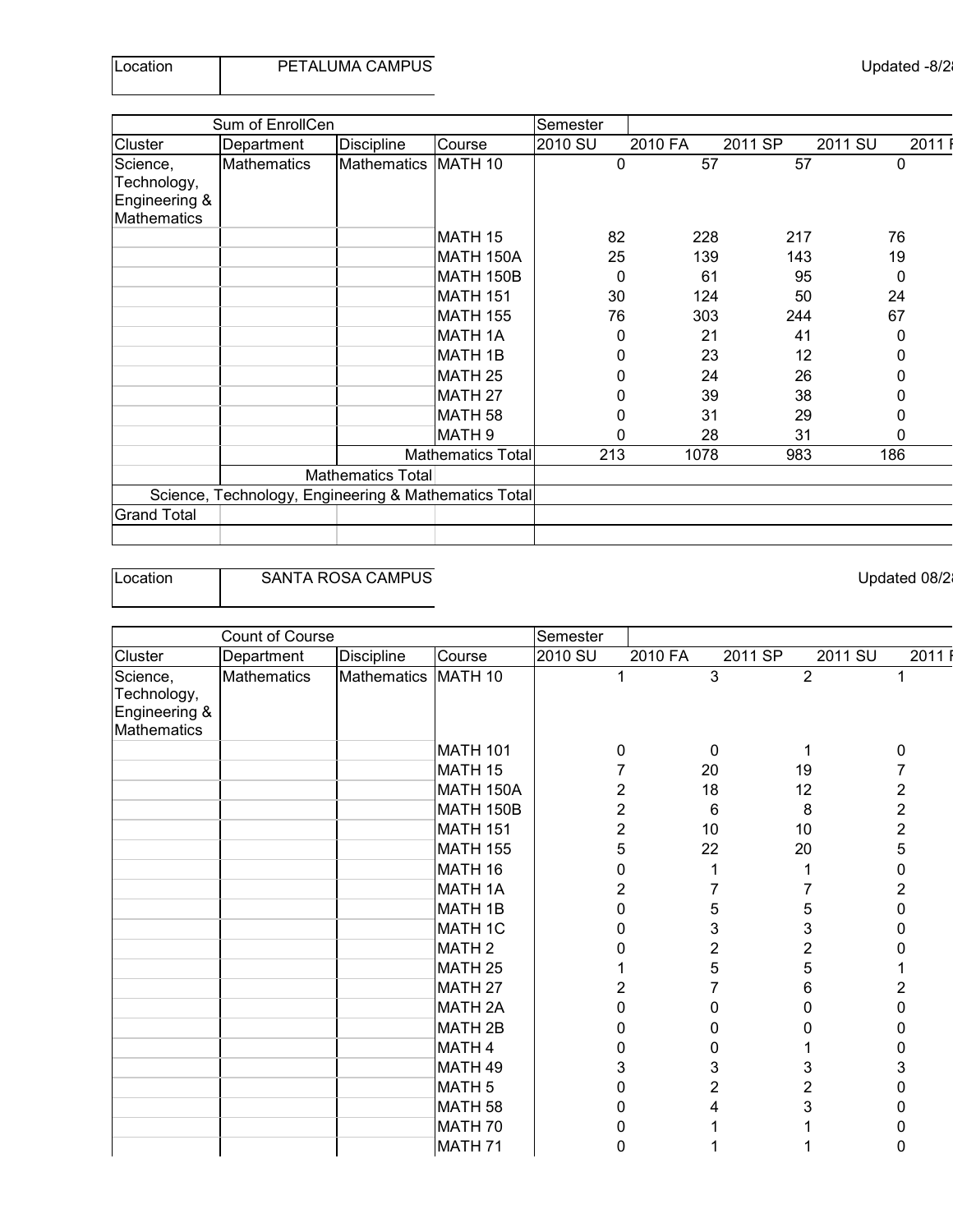| Location | PETALUMA CAMPUS |
|---|---|

Updated -8/2

| Sum of EnrollCen | | | | Semester | | | | |
|---|---|---|---|---|---|---|---|---|
| Cluster | Department | Discipline | Course | 2010 SU | 2010 FA | 2011 SP | 2011 SU | 2011 |
| Science, Technology, Engineering & Mathematics | Mathematics | Mathematics | MATH 10 | 0 | 57 | 57 | 0 | |
| | | | MATH 15 | 82 | 228 | 217 | 76 | |
| | | | MATH 150A | 25 | 139 | 143 | 19 | |
| | | | MATH 150B | 0 | 61 | 95 | 0 | |
| | | | MATH 151 | 30 | 124 | 50 | 24 | |
| | | | MATH 155 | 76 | 303 | 244 | 67 | |
| | | | MATH 1A | 0 | 21 | 41 | 0 | |
| | | | MATH 1B | 0 | 23 | 12 | 0 | |
| | | | MATH 25 | 0 | 24 | 26 | 0 | |
| | | | MATH 27 | 0 | 39 | 38 | 0 | |
| | | | MATH 58 | 0 | 31 | 29 | 0 | |
| | | | MATH 9 | 0 | 28 | 31 | 0 | |
| | | Mathematics Total | | 213 | 1078 | 983 | 186 | |
| | Mathematics Total | | | | | | | |
| Science, Technology, Engineering & Mathematics Total | | | | | | | | |
| Grand Total | | | | | | | | |

| Location | SANTA ROSA CAMPUS |
|---|---|

Updated 08/2

| Count of Course | | | | Semester | | | | |
|---|---|---|---|---|---|---|---|---|
| Cluster | Department | Discipline | Course | 2010 SU | 2010 FA | 2011 SP | 2011 SU | 2011 |
| Science, Technology, Engineering & Mathematics | Mathematics | Mathematics | MATH 10 | 1 | 3 | 2 | 1 | |
| | | | MATH 101 | 0 | 0 | 1 | 0 | |
| | | | MATH 15 | 7 | 20 | 19 | 7 | |
| | | | MATH 150A | 2 | 18 | 12 | 2 | |
| | | | MATH 150B | 2 | 6 | 8 | 2 | |
| | | | MATH 151 | 2 | 10 | 10 | 2 | |
| | | | MATH 155 | 5 | 22 | 20 | 5 | |
| | | | MATH 16 | 0 | 1 | 1 | 0 | |
| | | | MATH 1A | 2 | 7 | 7 | 2 | |
| | | | MATH 1B | 0 | 5 | 5 | 0 | |
| | | | MATH 1C | 0 | 3 | 3 | 0 | |
| | | | MATH 2 | 0 | 2 | 2 | 0 | |
| | | | MATH 25 | 1 | 5 | 5 | 1 | |
| | | | MATH 27 | 2 | 7 | 6 | 2 | |
| | | | MATH 2A | 0 | 0 | 0 | 0 | |
| | | | MATH 2B | 0 | 0 | 0 | 0 | |
| | | | MATH 4 | 0 | 0 | 1 | 0 | |
| | | | MATH 49 | 3 | 3 | 3 | 3 | |
| | | | MATH 5 | 0 | 2 | 2 | 0 | |
| | | | MATH 58 | 0 | 4 | 3 | 0 | |
| | | | MATH 70 | 0 | 1 | 1 | 0 | |
| | | | MATH 71 | 0 | 1 | 1 | 0 | |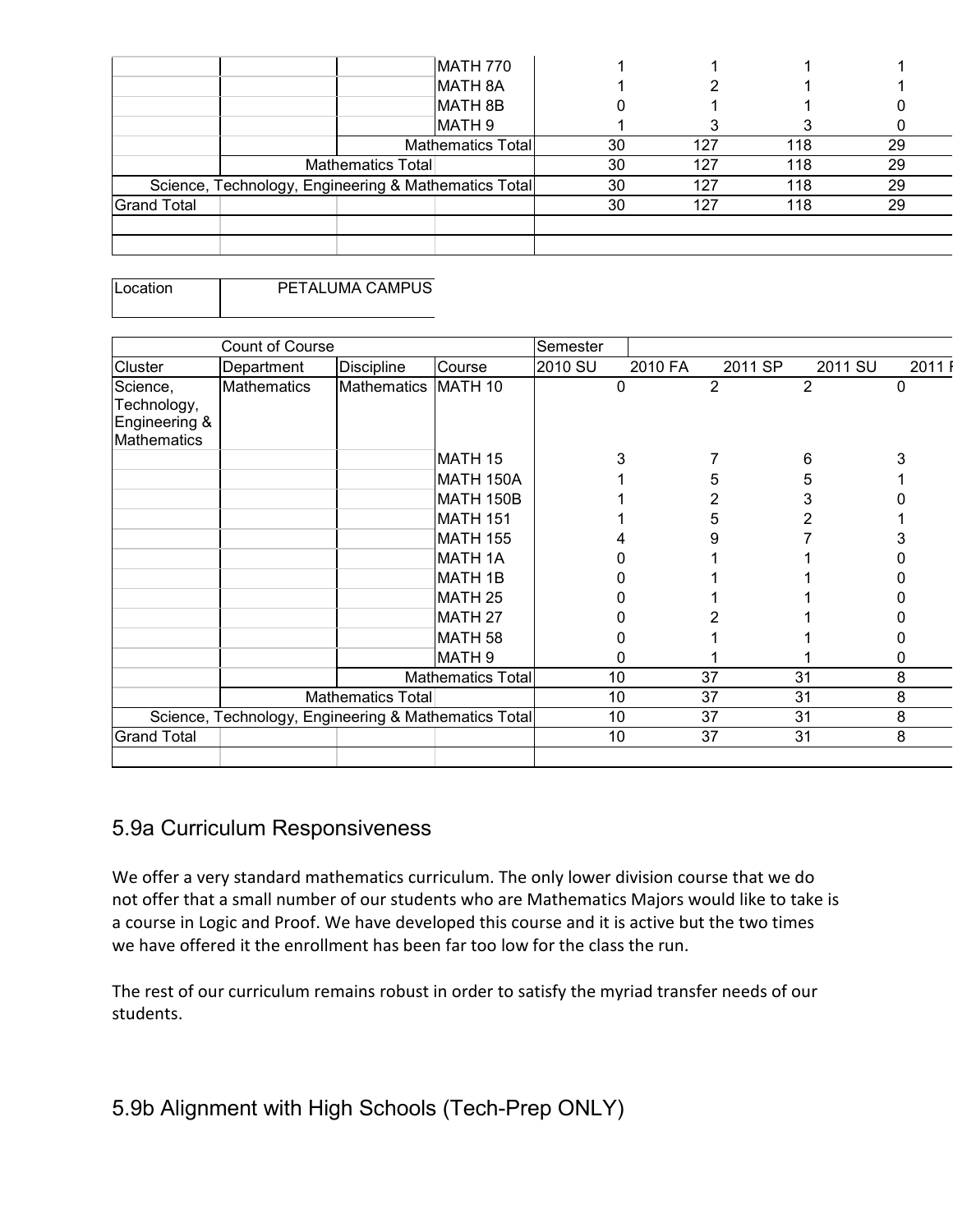| | | | | | | | |
|---|---|---|---|---|---|---|---|
| | | | MATH 770 | 1 | 1 | 1 | 1 |
| | | | MATH 8A | 1 | 2 | 1 | 1 |
| | | | MATH 8B | 0 | 1 | 1 | 0 |
| | | | MATH 9 | 1 | 3 | 3 | 0 |
| | | Mathematics Total | | 30 | 127 | 118 | 29 |
| | Mathematics Total | | | 30 | 127 | 118 | 29 |
| Science, Technology, Engineering & Mathematics Total | | | | 30 | 127 | 118 | 29 |
| Grand Total | | | | 30 | 127 | 118 | 29 |

| Location | PETALUMA CAMPUS |
|---|---|

| Count of Course | | | | Semester | | | | |
|---|---|---|---|---|---|---|---|---|
| Cluster | Department | Discipline | Course | 2010 SU | 2010 FA | 2011 SP | 2011 SU | 2011 F |
| Science, Technology, Engineering & Mathematics | Mathematics | Mathematics | MATH 10 | 0 | 2 | 2 | 0 | |
| | | | MATH 15 | 3 | 7 | 6 | 3 | |
| | | | MATH 150A | 1 | 5 | 5 | 1 | |
| | | | MATH 150B | 1 | 2 | 3 | 0 | |
| | | | MATH 151 | 1 | 5 | 2 | 1 | |
| | | | MATH 155 | 4 | 9 | 7 | 3 | |
| | | | MATH 1A | 0 | 1 | 1 | 0 | |
| | | | MATH 1B | 0 | 1 | 1 | 0 | |
| | | | MATH 25 | 0 | 1 | 1 | 0 | |
| | | | MATH 27 | 0 | 2 | 1 | 0 | |
| | | | MATH 58 | 0 | 1 | 1 | 0 | |
| | | | MATH 9 | 0 | 1 | 1 | 0 | |
| | | Mathematics Total | | 10 | 37 | 31 | 8 | |
| | Mathematics Total | | | 10 | 37 | 31 | 8 | |
| Science, Technology, Engineering & Mathematics Total | | | | 10 | 37 | 31 | 8 | |
| Grand Total | | | | 10 | 37 | 31 | 8 | |

## 5.9a Curriculum Responsiveness

We offer a very standard mathematics curriculum. The only lower division course that we do not offer that a small number of our students who are Mathematics Majors would like to take is a course in Logic and Proof. We have developed this course and it is active but the two times we have offered it the enrollment has been far too low for the class the run.

The rest of our curriculum remains robust in order to satisfy the myriad transfer needs of our students.

## 5.9b Alignment with High Schools (Tech-Prep ONLY)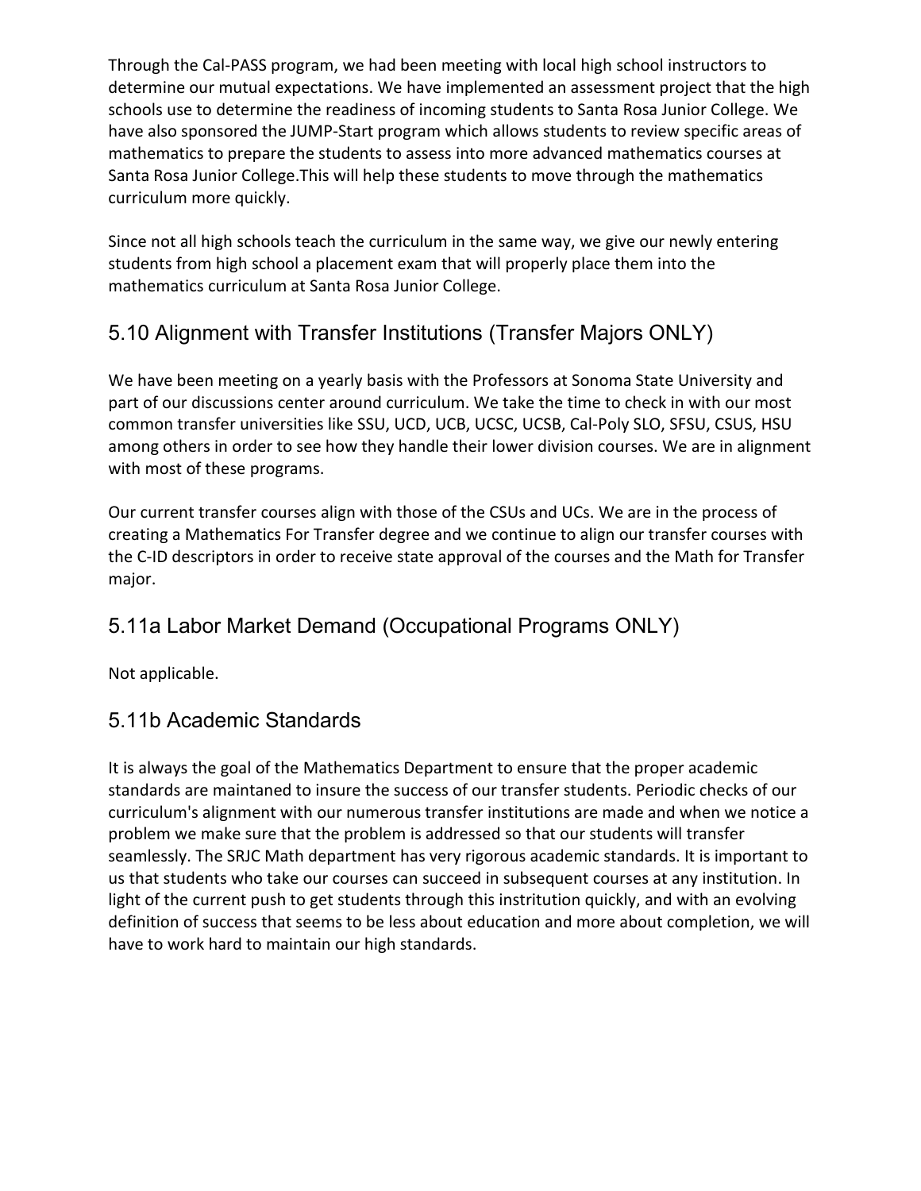Through the Cal-PASS program, we had been meeting with local high school instructors to determine our mutual expectations. We have implemented an assessment project that the high schools use to determine the readiness of incoming students to Santa Rosa Junior College. We have also sponsored the JUMP-Start program which allows students to review specific areas of mathematics to prepare the students to assess into more advanced mathematics courses at Santa Rosa Junior College.This will help these students to move through the mathematics curriculum more quickly.

Since not all high schools teach the curriculum in the same way, we give our newly entering students from high school a placement exam that will properly place them into the mathematics curriculum at Santa Rosa Junior College.

## 5.10 Alignment with Transfer Institutions (Transfer Majors ONLY)

We have been meeting on a yearly basis with the Professors at Sonoma State University and part of our discussions center around curriculum. We take the time to check in with our most common transfer universities like SSU, UCD, UCB, UCSC, UCSB, Cal-Poly SLO, SFSU, CSUS, HSU among others in order to see how they handle their lower division courses. We are in alignment with most of these programs.

Our current transfer courses align with those of the CSUs and UCs. We are in the process of creating a Mathematics For Transfer degree and we continue to align our transfer courses with the C-ID descriptors in order to receive state approval of the courses and the Math for Transfer major.

## 5.11a Labor Market Demand (Occupational Programs ONLY)

Not applicable.

## 5.11b Academic Standards

It is always the goal of the Mathematics Department to ensure that the proper academic standards are maintaned to insure the success of our transfer students. Periodic checks of our curriculum's alignment with our numerous transfer institutions are made and when we notice a problem we make sure that the problem is addressed so that our students will transfer seamlessly. The SRJC Math department has very rigorous academic standards. It is important to us that students who take our courses can succeed in subsequent courses at any institution. In light of the current push to get students through this instritution quickly, and with an evolving definition of success that seems to be less about education and more about completion, we will have to work hard to maintain our high standards.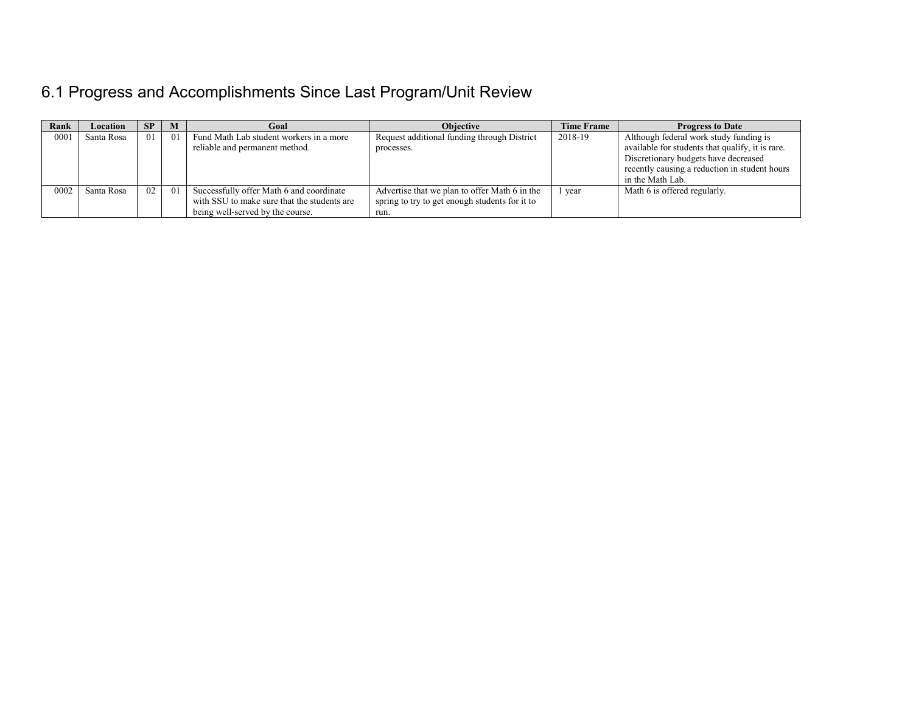## 6.1 Progress and Accomplishments Since Last Program/Unit Review

| Rank | Location | SP | M | Goal | Objective | Time Frame | Progress to Date |
|---|---|---|---|---|---|---|---|
| 0001 | Santa Rosa | 01 | 01 | Fund Math Lab student workers in a more reliable and permanent method. | Request additional funding through District processes. | 2018-19 | Although federal work study funding is available for students that qualify, it is rare. Discretionary budgets have decreased recently causing a reduction in student hours in the Math Lab. |
| 0002 | Santa Rosa | 02 | 01 | Successfully offer Math 6 and coordinate with SSU to make sure that the students are being well-served by the course. | Advertise that we plan to offer Math 6 in the spring to try to get enough students for it to run. | 1 year | Math 6 is offered regularly. |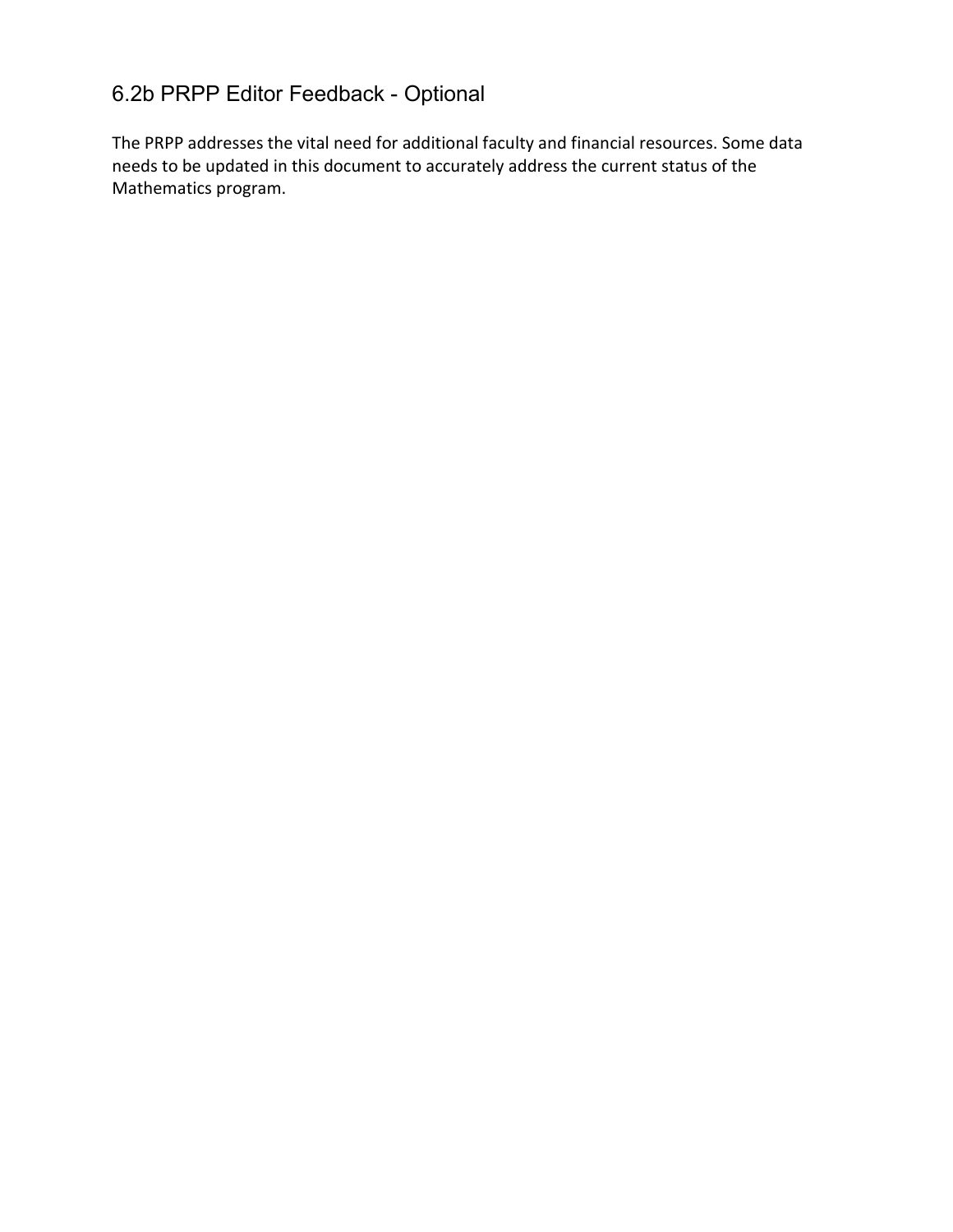## 6.2b PRPP Editor Feedback - Optional

The PRPP addresses the vital need for additional faculty and financial resources. Some data needs to be updated in this document to accurately address the current status of the Mathematics program.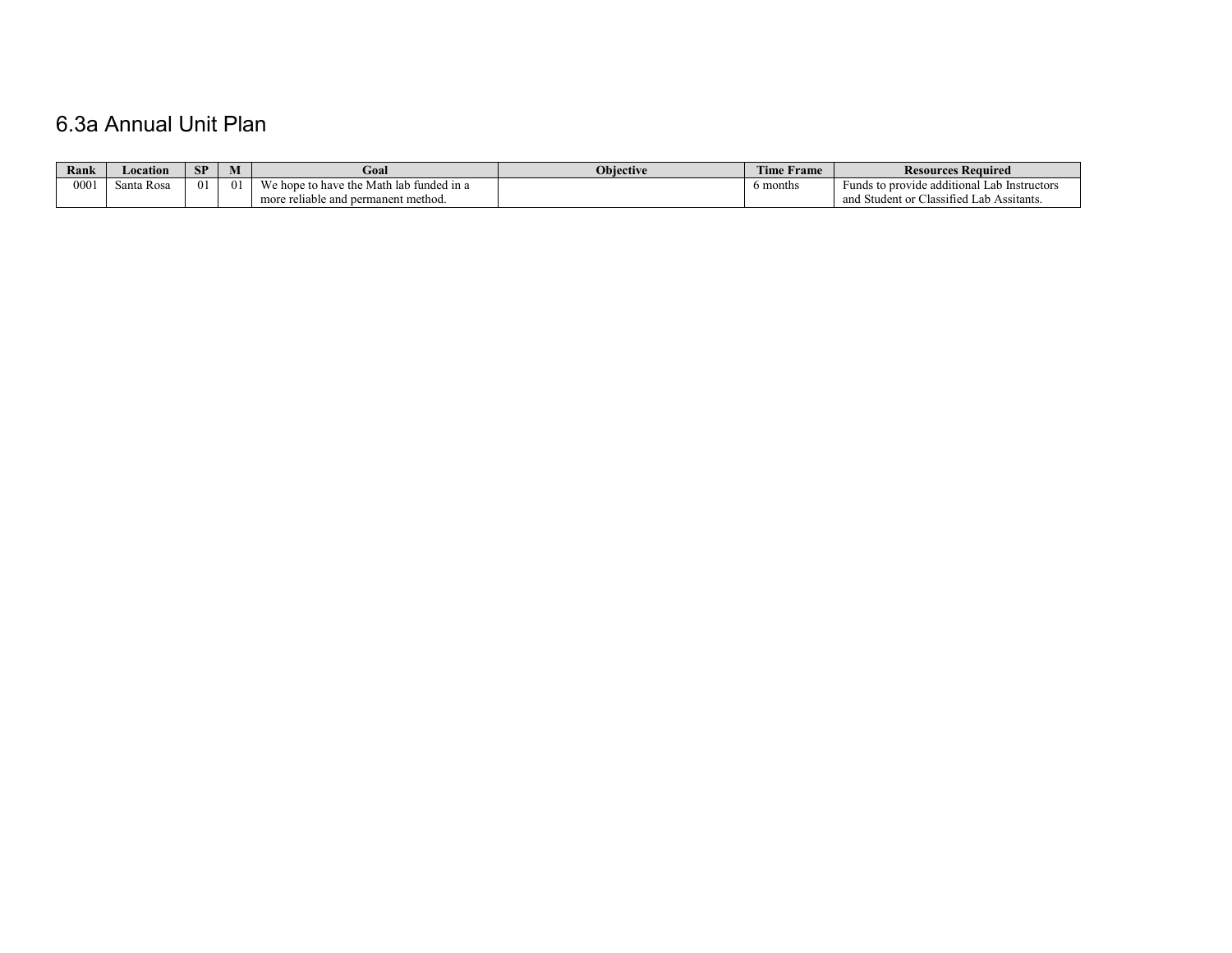# 6.3a Annual Unit Plan

| Rank | Location | SP | M | Goal | Objective | Time Frame | Resources Required |
|---|---|---|---|---|---|---|---|
| 0001 | Santa Rosa | 01 | 01 | We hope to have the Math lab funded in a more reliable and permanent method. | | 6 months | Funds to provide additional Lab Instructors and Student or Classified Lab Assitants. |